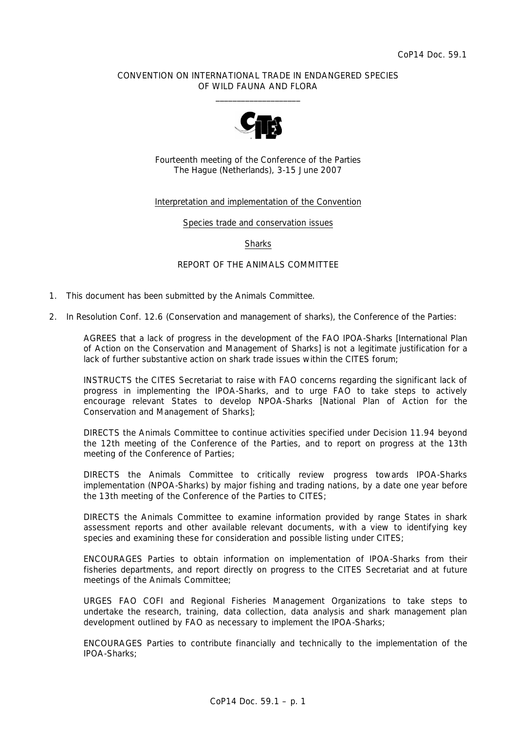CoP14 Doc. 59.1

CONVENTION ON INTERNATIONAL TRADE IN ENDANGERED SPECIES
OF WILD FAUNA AND FLORA

____________________

Fourteenth meeting of the Conference of the Parties
The Hague (Netherlands), 3-15 June 2007

Interpretation and implementation of the Convention

Species trade and conservation issues

Sharks

REPORT OF THE ANIMALS COMMITTEE

1. This document has been submitted by the Animals Committee.

2. In Resolution Conf. 12.6 (Conservation and management of sharks), the Conference of the Parties:

   AGREES that a lack of progress in the development of the FAO IPOA-Sharks [International Plan of Action on the Conservation and Management of Sharks] is not a legitimate justification for a lack of further substantive action on shark trade issues within the CITES forum;

   INSTRUCTS the CITES Secretariat to raise with FAO concerns regarding the significant lack of progress in implementing the IPOA-Sharks, and to urge FAO to take steps to actively encourage relevant States to develop NPOA-Sharks [National Plan of Action for the Conservation and Management of Sharks];

   DIRECTS the Animals Committee to continue activities specified under Decision 11.94 beyond the 12th meeting of the Conference of the Parties, and to report on progress at the 13th meeting of the Conference of Parties;

   DIRECTS the Animals Committee to critically review progress towards IPOA-Sharks implementation (NPOA-Sharks) by major fishing and trading nations, by a date one year before the 13th meeting of the Conference of the Parties to CITES;

   DIRECTS the Animals Committee to examine information provided by range States in shark assessment reports and other available relevant documents, with a view to identifying key species and examining these for consideration and possible listing under CITES;

   ENCOURAGES Parties to obtain information on implementation of IPOA-Sharks from their fisheries departments, and report directly on progress to the CITES Secretariat and at future meetings of the Animals Committee;

   URGES FAO COFI and Regional Fisheries Management Organizations to take steps to undertake the research, training, data collection, data analysis and shark management plan development outlined by FAO as necessary to implement the IPOA-Sharks;

   ENCOURAGES Parties to contribute financially and technically to the implementation of the IPOA-Sharks;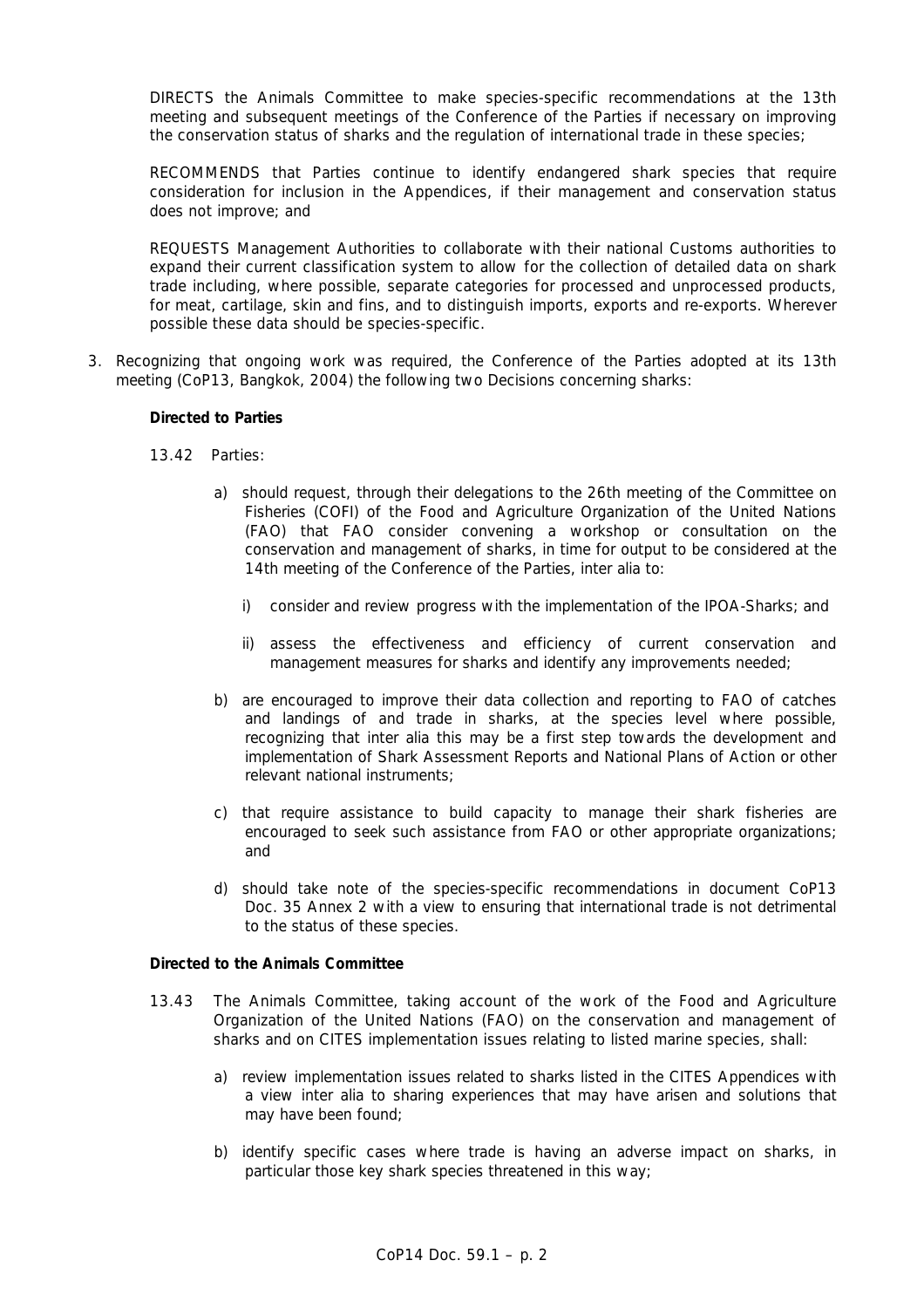DIRECTS the Animals Committee to make species-specific recommendations at the 13th meeting and subsequent meetings of the Conference of the Parties if necessary on improving the conservation status of sharks and the regulation of international trade in these species;

RECOMMENDS that Parties continue to identify endangered shark species that require consideration for inclusion in the Appendices, if their management and conservation status does not improve; and

REQUESTS Management Authorities to collaborate with their national Customs authorities to expand their current classification system to allow for the collection of detailed data on shark trade including, where possible, separate categories for processed and unprocessed products, for meat, cartilage, skin and fins, and to distinguish imports, exports and re-exports. Wherever possible these data should be species-specific.

3. Recognizing that ongoing work was required, the Conference of the Parties adopted at its 13th meeting (CoP13, Bangkok, 2004) the following two Decisions concerning sharks:

**Directed to Parties**

13.42 Parties:

a) should request, through their delegations to the 26th meeting of the Committee on Fisheries (COFI) of the Food and Agriculture Organization of the United Nations (FAO) that FAO consider convening a workshop or consultation on the conservation and management of sharks, in time for output to be considered at the 14th meeting of the Conference of the Parties, inter alia to:

   i) consider and review progress with the implementation of the IPOA-Sharks; and

   ii) assess the effectiveness and efficiency of current conservation and management measures for sharks and identify any improvements needed;

b) are encouraged to improve their data collection and reporting to FAO of catches and landings of and trade in sharks, at the species level where possible, recognizing that inter alia this may be a first step towards the development and implementation of Shark Assessment Reports and National Plans of Action or other relevant national instruments;

c) that require assistance to build capacity to manage their shark fisheries are encouraged to seek such assistance from FAO or other appropriate organizations; and

d) should take note of the species-specific recommendations in document CoP13 Doc. 35 Annex 2 with a view to ensuring that international trade is not detrimental to the status of these species.

**Directed to the Animals Committee**

13.43 The Animals Committee, taking account of the work of the Food and Agriculture Organization of the United Nations (FAO) on the conservation and management of sharks and on CITES implementation issues relating to listed marine species, shall:

a) review implementation issues related to sharks listed in the CITES Appendices with a view inter alia to sharing experiences that may have arisen and solutions that may have been found;

b) identify specific cases where trade is having an adverse impact on sharks, in particular those key shark species threatened in this way;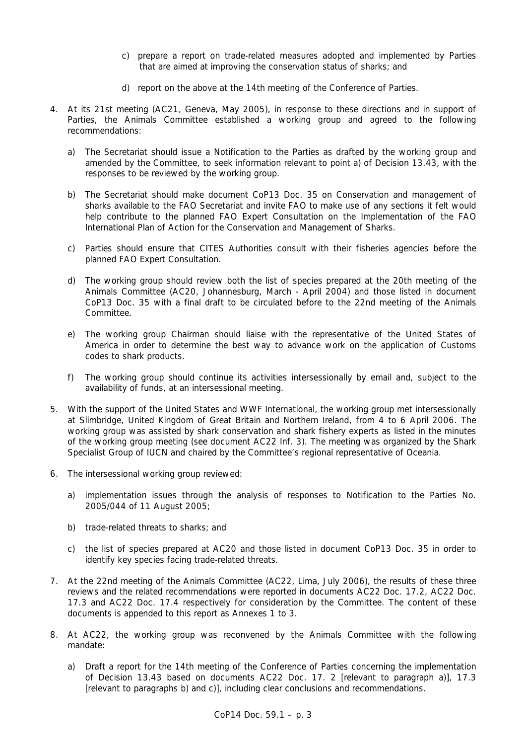c) prepare a report on trade-related measures adopted and implemented by Parties that are aimed at improving the conservation status of sharks; and

d) report on the above at the 14th meeting of the Conference of Parties.

4. At its 21st meeting (AC21, Geneva, May 2005), in response to these directions and in support of Parties, the Animals Committee established a working group and agreed to the following recommendations:

   a) The Secretariat should issue a Notification to the Parties as drafted by the working group and amended by the Committee, to seek information relevant to point a) of Decision 13.43, with the responses to be reviewed by the working group.

   b) The Secretariat should make document CoP13 Doc. 35 on Conservation and management of sharks available to the FAO Secretariat and invite FAO to make use of any sections it felt would help contribute to the planned FAO Expert Consultation on the Implementation of the FAO International Plan of Action for the Conservation and Management of Sharks.

   c) Parties should ensure that CITES Authorities consult with their fisheries agencies before the planned FAO Expert Consultation.

   d) The working group should review both the list of species prepared at the 20th meeting of the Animals Committee (AC20, Johannesburg, March - April 2004) and those listed in document CoP13 Doc. 35 with a final draft to be circulated before to the 22nd meeting of the Animals Committee.

   e) The working group Chairman should liaise with the representative of the United States of America in order to determine the best way to advance work on the application of Customs codes to shark products.

   f) The working group should continue its activities intersessionally by email and, subject to the availability of funds, at an intersessional meeting.

5. With the support of the United States and WWF International, the working group met intersessionally at Slimbridge, United Kingdom of Great Britain and Northern Ireland, from 4 to 6 April 2006. The working group was assisted by shark conservation and shark fishery experts as listed in the minutes of the working group meeting (see document AC22 Inf. 3). The meeting was organized by the Shark Specialist Group of IUCN and chaired by the Committee's regional representative of Oceania.

6. The intersessional working group reviewed:

   a) implementation issues through the analysis of responses to Notification to the Parties No. 2005/044 of 11 August 2005;

   b) trade-related threats to sharks; and

   c) the list of species prepared at AC20 and those listed in document CoP13 Doc. 35 in order to identify key species facing trade-related threats.

7. At the 22nd meeting of the Animals Committee (AC22, Lima, July 2006), the results of these three reviews and the related recommendations were reported in documents AC22 Doc. 17.2, AC22 Doc. 17.3 and AC22 Doc. 17.4 respectively for consideration by the Committee. The content of these documents is appended to this report as Annexes 1 to 3.

8. At AC22, the working group was reconvened by the Animals Committee with the following mandate:

   a) Draft a report for the 14th meeting of the Conference of Parties concerning the implementation of Decision 13.43 based on documents AC22 Doc. 17. 2 [relevant to paragraph a)], 17.3 [relevant to paragraphs b) and c)], including clear conclusions and recommendations.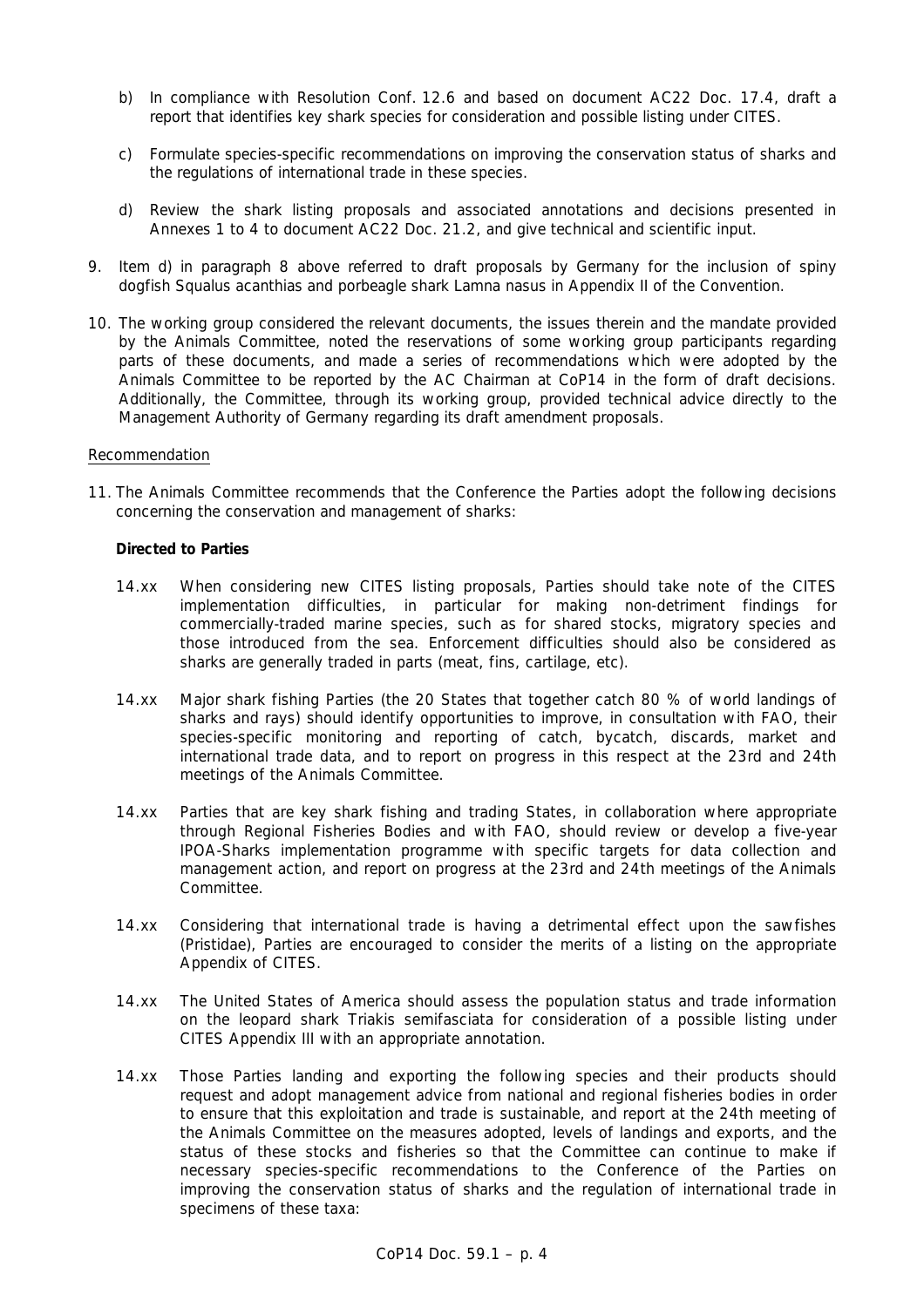b) In compliance with Resolution Conf. 12.6 and based on document AC22 Doc. 17.4, draft a report that identifies key shark species for consideration and possible listing under CITES.

c) Formulate species-specific recommendations on improving the conservation status of sharks and the regulations of international trade in these species.

d) Review the shark listing proposals and associated annotations and decisions presented in Annexes 1 to 4 to document AC22 Doc. 21.2, and give technical and scientific input.

9. Item d) in paragraph 8 above referred to draft proposals by Germany for the inclusion of spiny dogfish *Squalus acanthias* and porbeagle shark *Lamna nasus* in Appendix II of the Convention.

10. The working group considered the relevant documents, the issues therein and the mandate provided by the Animals Committee, noted the reservations of some working group participants regarding parts of these documents, and made a series of recommendations which were adopted by the Animals Committee to be reported by the AC Chairman at CoP14 in the form of draft decisions. Additionally, the Committee, through its working group, provided technical advice directly to the Management Authority of Germany regarding its draft amendment proposals.

Recommendation

11. The Animals Committee recommends that the Conference the Parties adopt the following decisions concerning the conservation and management of sharks:

**Directed to Parties**

14.xx When considering new CITES listing proposals, Parties should take note of the CITES implementation difficulties, in particular for making non-detriment findings for commercially-traded marine species, such as for shared stocks, migratory species and those introduced from the sea. Enforcement difficulties should also be considered as sharks are generally traded in parts (meat, fins, cartilage, etc).

14.xx Major shark fishing Parties (the 20 States that together catch 80 % of world landings of sharks and rays) should identify opportunities to improve, in consultation with FAO, their species-specific monitoring and reporting of catch, bycatch, discards, market and international trade data, and to report on progress in this respect at the 23rd and 24th meetings of the Animals Committee.

14.xx Parties that are key shark fishing and trading States, in collaboration where appropriate through Regional Fisheries Bodies and with FAO, should review or develop a five-year IPOA-Sharks implementation programme with specific targets for data collection and management action, and report on progress at the 23rd and 24th meetings of the Animals Committee.

14.xx Considering that international trade is having a detrimental effect upon the sawfishes (Pristidae), Parties are encouraged to consider the merits of a listing on the appropriate Appendix of CITES.

14.xx The United States of America should assess the population status and trade information on the leopard shark *Triakis semifasciata* for consideration of a possible listing under CITES Appendix III with an appropriate annotation.

14.xx Those Parties landing and exporting the following species and their products should request and adopt management advice from national and regional fisheries bodies in order to ensure that this exploitation and trade is sustainable, and report at the 24th meeting of the Animals Committee on the measures adopted, levels of landings and exports, and the status of these stocks and fisheries so that the Committee can continue to make if necessary species-specific recommendations to the Conference of the Parties on improving the conservation status of sharks and the regulation of international trade in specimens of these taxa: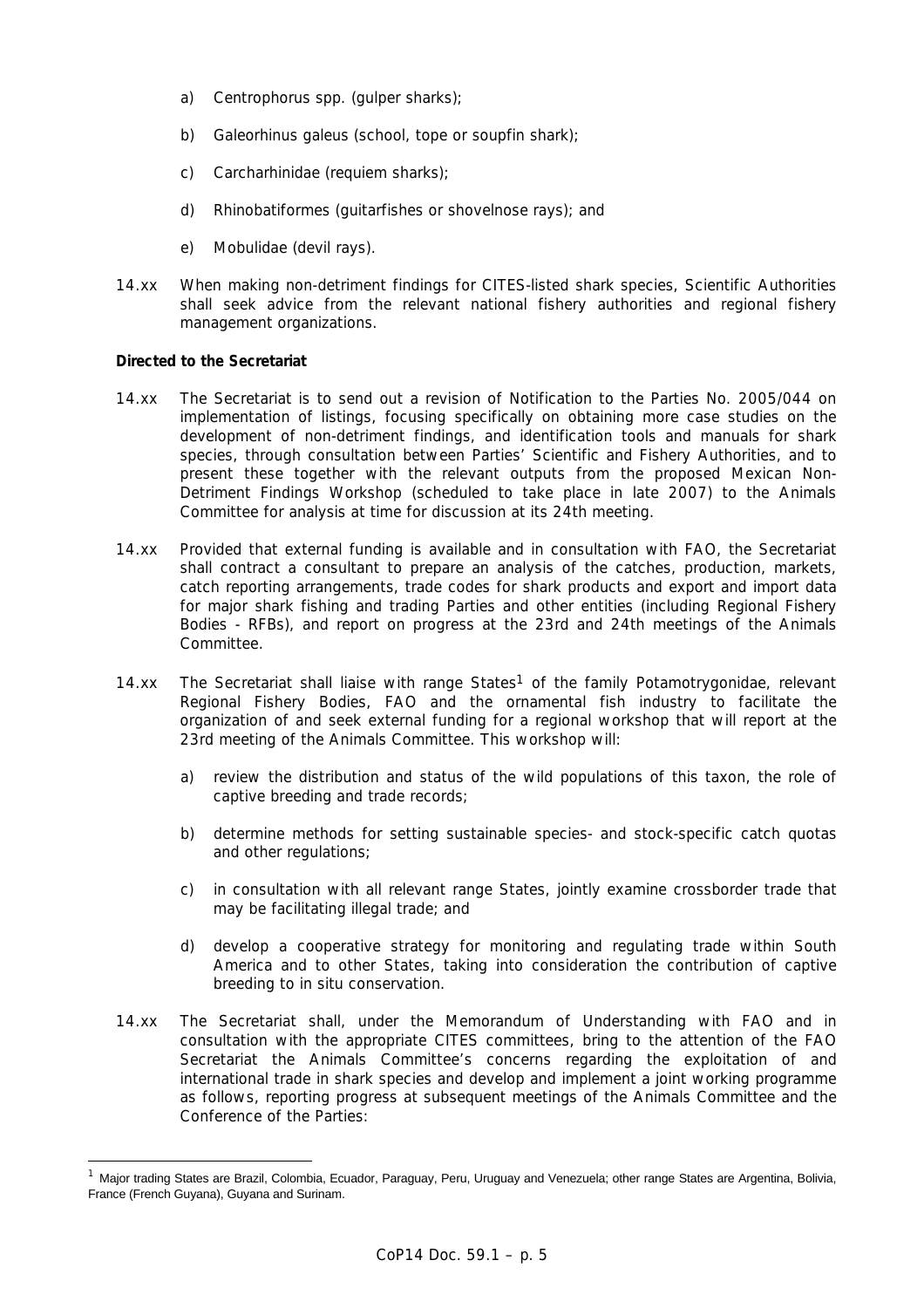a) Centrophorus spp. (gulper sharks);

b) Galeorhinus galeus (school, tope or soupfin shark);

c) Carcharhinidae (requiem sharks);

d) Rhinobatiformes (guitarfishes or shovelnose rays); and

e) Mobulidae (devil rays).

14.xx When making non-detriment findings for CITES-listed shark species, Scientific Authorities shall seek advice from the relevant national fishery authorities and regional fishery management organizations.

**Directed to the Secretariat**

14.xx The Secretariat is to send out a revision of Notification to the Parties No. 2005/044 on implementation of listings, focusing specifically on obtaining more case studies on the development of non-detriment findings, and identification tools and manuals for shark species, through consultation between Parties' Scientific and Fishery Authorities, and to present these together with the relevant outputs from the proposed Mexican Non-Detriment Findings Workshop (scheduled to take place in late 2007) to the Animals Committee for analysis at time for discussion at its 24th meeting.

14.xx Provided that external funding is available and in consultation with FAO, the Secretariat shall contract a consultant to prepare an analysis of the catches, production, markets, catch reporting arrangements, trade codes for shark products and export and import data for major shark fishing and trading Parties and other entities (including Regional Fishery Bodies - RFBs), and report on progress at the 23rd and 24th meetings of the Animals Committee.

14.xx The Secretariat shall liaise with range States[1] of the family Potamotrygonidae, relevant Regional Fishery Bodies, FAO and the ornamental fish industry to facilitate the organization of and seek external funding for a regional workshop that will report at the 23rd meeting of the Animals Committee. This workshop will:

a) review the distribution and status of the wild populations of this taxon, the role of captive breeding and trade records;

b) determine methods for setting sustainable species- and stock-specific catch quotas and other regulations;

c) in consultation with all relevant range States, jointly examine crossborder trade that may be facilitating illegal trade; and

d) develop a cooperative strategy for monitoring and regulating trade within South America and to other States, taking into consideration the contribution of captive breeding to in situ conservation.

14.xx The Secretariat shall, under the Memorandum of Understanding with FAO and in consultation with the appropriate CITES committees, bring to the attention of the FAO Secretariat the Animals Committee's concerns regarding the exploitation of and international trade in shark species and develop and implement a joint working programme as follows, reporting progress at subsequent meetings of the Animals Committee and the Conference of the Parties:

[1] Major trading States are Brazil, Colombia, Ecuador, Paraguay, Peru, Uruguay and Venezuela; other range States are Argentina, Bolivia, France (French Guyana), Guyana and Surinam.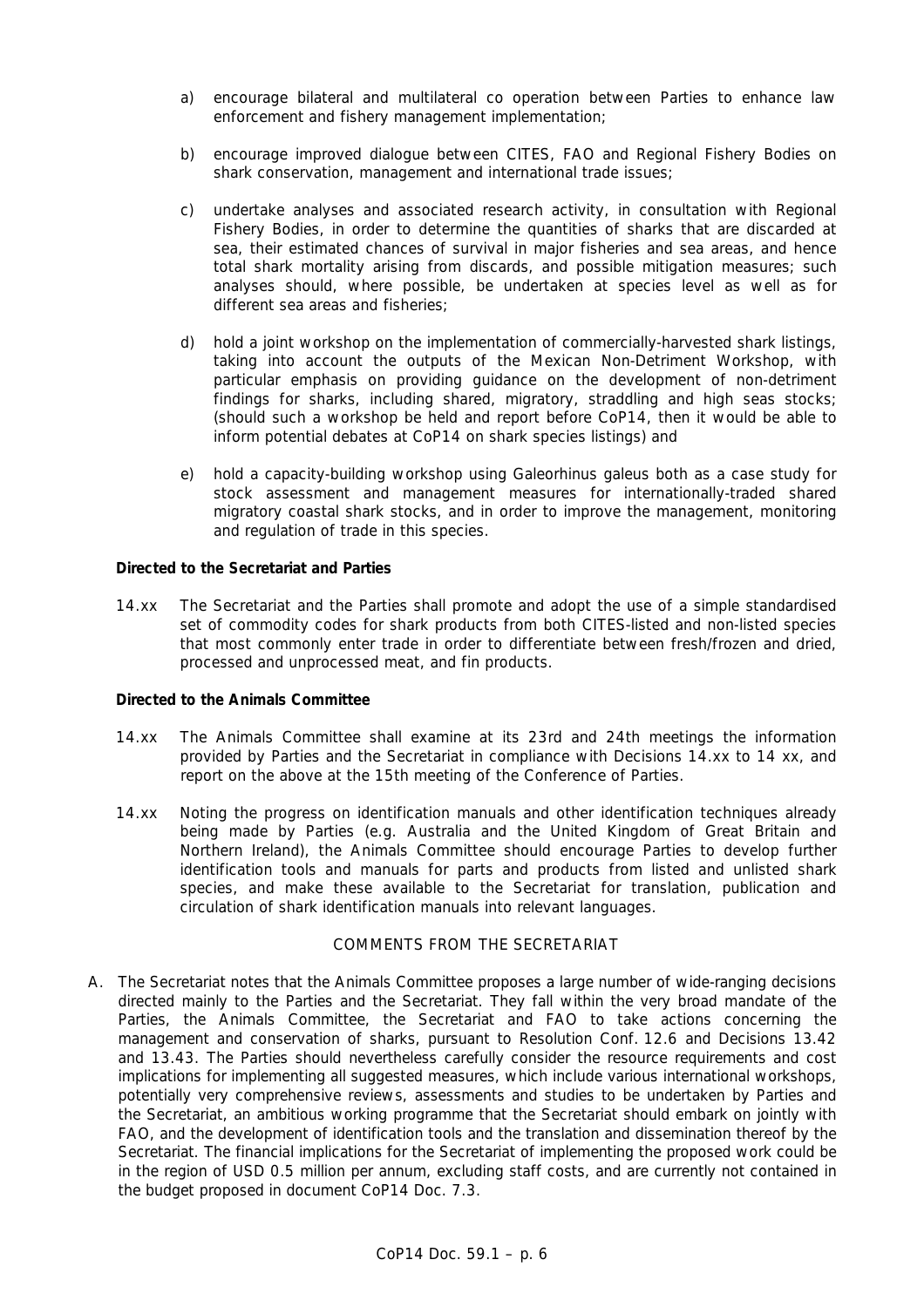a) encourage bilateral and multilateral co operation between Parties to enhance law enforcement and fishery management implementation;

b) encourage improved dialogue between CITES, FAO and Regional Fishery Bodies on shark conservation, management and international trade issues;

c) undertake analyses and associated research activity, in consultation with Regional Fishery Bodies, in order to determine the quantities of sharks that are discarded at sea, their estimated chances of survival in major fisheries and sea areas, and hence total shark mortality arising from discards, and possible mitigation measures; such analyses should, where possible, be undertaken at species level as well as for different sea areas and fisheries;

d) hold a joint workshop on the implementation of commercially-harvested shark listings, taking into account the outputs of the Mexican Non-Detriment Workshop, with particular emphasis on providing guidance on the development of non-detriment findings for sharks, including shared, migratory, straddling and high seas stocks; (should such a workshop be held and report before CoP14, then it would be able to inform potential debates at CoP14 on shark species listings) and

e) hold a capacity-building workshop using *Galeorhinus galeus* both as a case study for stock assessment and management measures for internationally-traded shared migratory coastal shark stocks, and in order to improve the management, monitoring and regulation of trade in this species.

**Directed to the Secretariat and Parties**

14.xx The Secretariat and the Parties shall promote and adopt the use of a simple standardised set of commodity codes for shark products from both CITES-listed and non-listed species that most commonly enter trade in order to differentiate between fresh/frozen and dried, processed and unprocessed meat, and fin products.

**Directed to the Animals Committee**

14.xx The Animals Committee shall examine at its 23rd and 24th meetings the information provided by Parties and the Secretariat in compliance with Decisions 14.xx to 14 xx, and report on the above at the 15th meeting of the Conference of Parties.

14.xx Noting the progress on identification manuals and other identification techniques already being made by Parties (e.g. Australia and the United Kingdom of Great Britain and Northern Ireland), the Animals Committee should encourage Parties to develop further identification tools and manuals for parts and products from listed and unlisted shark species, and make these available to the Secretariat for translation, publication and circulation of shark identification manuals into relevant languages.

## COMMENTS FROM THE SECRETARIAT

A. The Secretariat notes that the Animals Committee proposes a large number of wide-ranging decisions directed mainly to the Parties and the Secretariat. They fall within the very broad mandate of the Parties, the Animals Committee, the Secretariat and FAO to take actions concerning the management and conservation of sharks, pursuant to Resolution Conf. 12.6 and Decisions 13.42 and 13.43. The Parties should nevertheless carefully consider the resource requirements and cost implications for implementing all suggested measures, which include various international workshops, potentially very comprehensive reviews, assessments and studies to be undertaken by Parties and the Secretariat, an ambitious working programme that the Secretariat should embark on jointly with FAO, and the development of identification tools and the translation and dissemination thereof by the Secretariat. The financial implications for the Secretariat of implementing the proposed work could be in the region of USD 0.5 million per annum, excluding staff costs, and are currently not contained in the budget proposed in document CoP14 Doc. 7.3.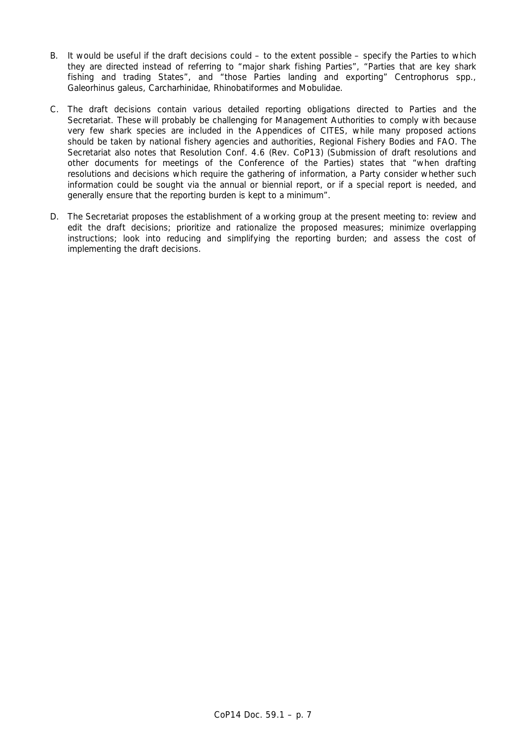B. It would be useful if the draft decisions could – to the extent possible – specify the Parties to which they are directed instead of referring to "major shark fishing Parties", "Parties that are key shark fishing and trading States", and "those Parties landing and exporting" *Centrophorus* spp., *Galeorhinus galeus*, Carcharhinidae, Rhinobatiformes and Mobulidae.

C. The draft decisions contain various detailed reporting obligations directed to Parties and the Secretariat. These will probably be challenging for Management Authorities to comply with because very few shark species are included in the Appendices of CITES, while many proposed actions should be taken by national fishery agencies and authorities, Regional Fishery Bodies and FAO. The Secretariat also notes that Resolution Conf. 4.6 (Rev. CoP13) (Submission of draft resolutions and other documents for meetings of the Conference of the Parties) states that "when drafting resolutions and decisions which require the gathering of information, a Party consider whether such information could be sought via the annual or biennial report, or if a special report is needed, and generally ensure that the reporting burden is kept to a minimum".

D. The Secretariat proposes the establishment of a working group at the present meeting to: review and edit the draft decisions; prioritize and rationalize the proposed measures; minimize overlapping instructions; look into reducing and simplifying the reporting burden; and assess the cost of implementing the draft decisions.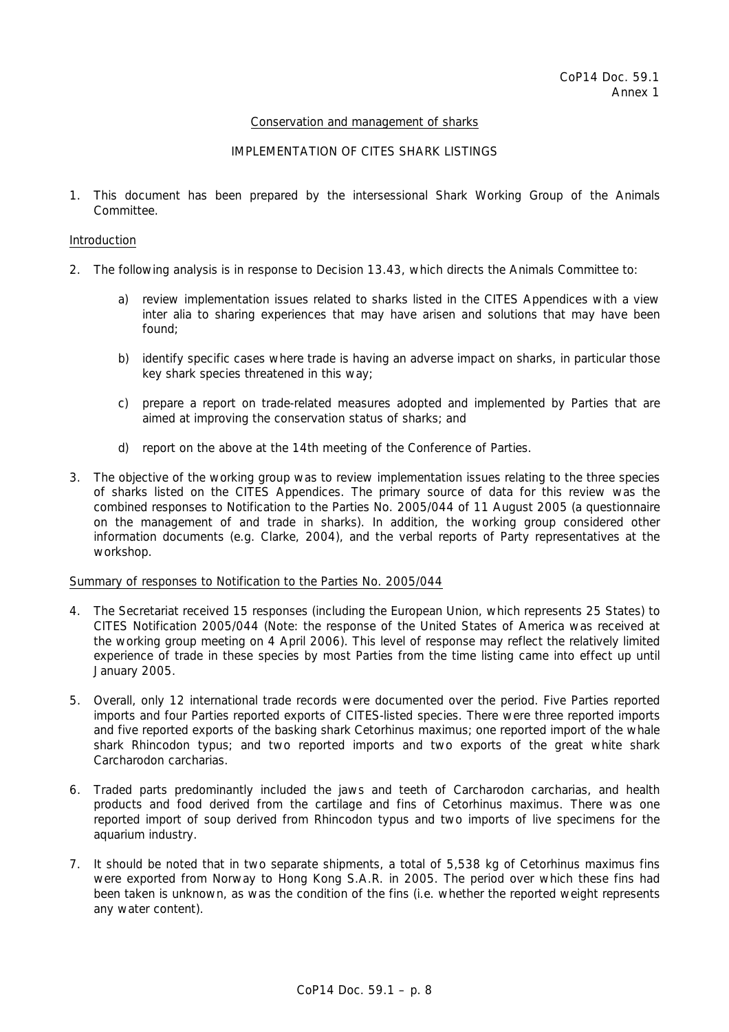CoP14 Doc. 59.1
Annex 1

Conservation and management of sharks

IMPLEMENTATION OF CITES SHARK LISTINGS

1. This document has been prepared by the intersessional Shark Working Group of the Animals Committee.

## Introduction

2. The following analysis is in response to Decision 13.43, which directs the Animals Committee to:

   a) review implementation issues related to sharks listed in the CITES Appendices with a view inter alia to sharing experiences that may have arisen and solutions that may have been found;

   b) identify specific cases where trade is having an adverse impact on sharks, in particular those key shark species threatened in this way;

   c) prepare a report on trade-related measures adopted and implemented by Parties that are aimed at improving the conservation status of sharks; and

   d) report on the above at the 14th meeting of the Conference of Parties.

3. The objective of the working group was to review implementation issues relating to the three species of sharks listed on the CITES Appendices. The primary source of data for this review was the combined responses to Notification to the Parties No. 2005/044 of 11 August 2005 (a questionnaire on the management of and trade in sharks). In addition, the working group considered other information documents (e.g. Clarke, 2004), and the verbal reports of Party representatives at the workshop.

## Summary of responses to Notification to the Parties No. 2005/044

4. The Secretariat received 15 responses (including the European Union, which represents 25 States) to CITES Notification 2005/044 (Note: the response of the United States of America was received at the working group meeting on 4 April 2006). This level of response may reflect the relatively limited experience of trade in these species by most Parties from the time listing came into effect up until January 2005.

5. Overall, only 12 international trade records were documented over the period. Five Parties reported imports and four Parties reported exports of CITES-listed species. There were three reported imports and five reported exports of the basking shark *Cetorhinus maximus*; one reported import of the whale shark *Rhincodon typus*; and two reported imports and two exports of the great white shark *Carcharodon carcharias*.

6. Traded parts predominantly included the jaws and teeth of *Carcharodon carcharias*, and health products and food derived from the cartilage and fins of *Cetorhinus maximus*. There was one reported import of soup derived from *Rhincodon typus* and two imports of live specimens for the aquarium industry.

7. It should be noted that in two separate shipments, a total of 5,538 kg of *Cetorhinus maximus* fins were exported from Norway to Hong Kong S.A.R. in 2005. The period over which these fins had been taken is unknown, as was the condition of the fins (i.e. whether the reported weight represents any water content).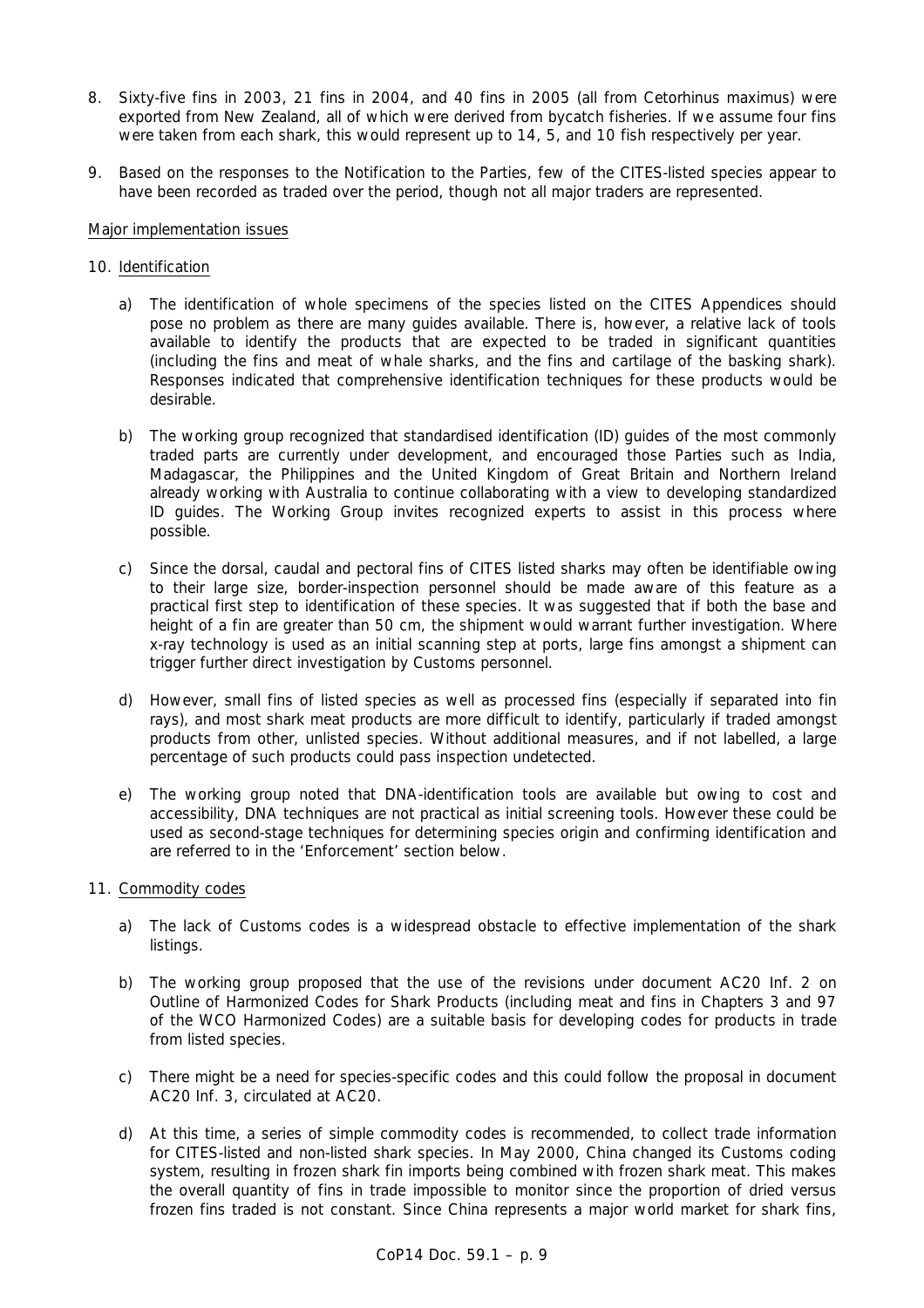8. Sixty-five fins in 2003, 21 fins in 2004, and 40 fins in 2005 (all from Cetorhinus maximus) were exported from New Zealand, all of which were derived from bycatch fisheries. If we assume four fins were taken from each shark, this would represent up to 14, 5, and 10 fish respectively per year.

9. Based on the responses to the Notification to the Parties, few of the CITES-listed species appear to have been recorded as traded over the period, though not all major traders are represented.

Major implementation issues

10. Identification

   a) The identification of whole specimens of the species listed on the CITES Appendices should pose no problem as there are many guides available. There is, however, a relative lack of tools available to identify the products that are expected to be traded in significant quantities (including the fins and meat of whale sharks, and the fins and cartilage of the basking shark). Responses indicated that comprehensive identification techniques for these products would be desirable.

   b) The working group recognized that standardised identification (ID) guides of the most commonly traded parts are currently under development, and encouraged those Parties such as India, Madagascar, the Philippines and the United Kingdom of Great Britain and Northern Ireland already working with Australia to continue collaborating with a view to developing standardized ID guides. The Working Group invites recognized experts to assist in this process where possible.

   c) Since the dorsal, caudal and pectoral fins of CITES listed sharks may often be identifiable owing to their large size, border-inspection personnel should be made aware of this feature as a practical first step to identification of these species. It was suggested that if both the base and height of a fin are greater than 50 cm, the shipment would warrant further investigation. Where x-ray technology is used as an initial scanning step at ports, large fins amongst a shipment can trigger further direct investigation by Customs personnel.

   d) However, small fins of listed species as well as processed fins (especially if separated into fin rays), and most shark meat products are more difficult to identify, particularly if traded amongst products from other, unlisted species. Without additional measures, and if not labelled, a large percentage of such products could pass inspection undetected.

   e) The working group noted that DNA-identification tools are available but owing to cost and accessibility, DNA techniques are not practical as initial screening tools. However these could be used as second-stage techniques for determining species origin and confirming identification and are referred to in the 'Enforcement' section below.

11. Commodity codes

   a) The lack of Customs codes is a widespread obstacle to effective implementation of the shark listings.

   b) The working group proposed that the use of the revisions under document AC20 Inf. 2 on Outline of Harmonized Codes for Shark Products (including meat and fins in Chapters 3 and 97 of the WCO Harmonized Codes) are a suitable basis for developing codes for products in trade from listed species.

   c) There might be a need for species-specific codes and this could follow the proposal in document AC20 Inf. 3, circulated at AC20.

   d) At this time, a series of simple commodity codes is recommended, to collect trade information for CITES-listed and non-listed shark species. In May 2000, China changed its Customs coding system, resulting in frozen shark fin imports being combined with frozen shark meat. This makes the overall quantity of fins in trade impossible to monitor since the proportion of dried versus frozen fins traded is not constant. Since China represents a major world market for shark fins,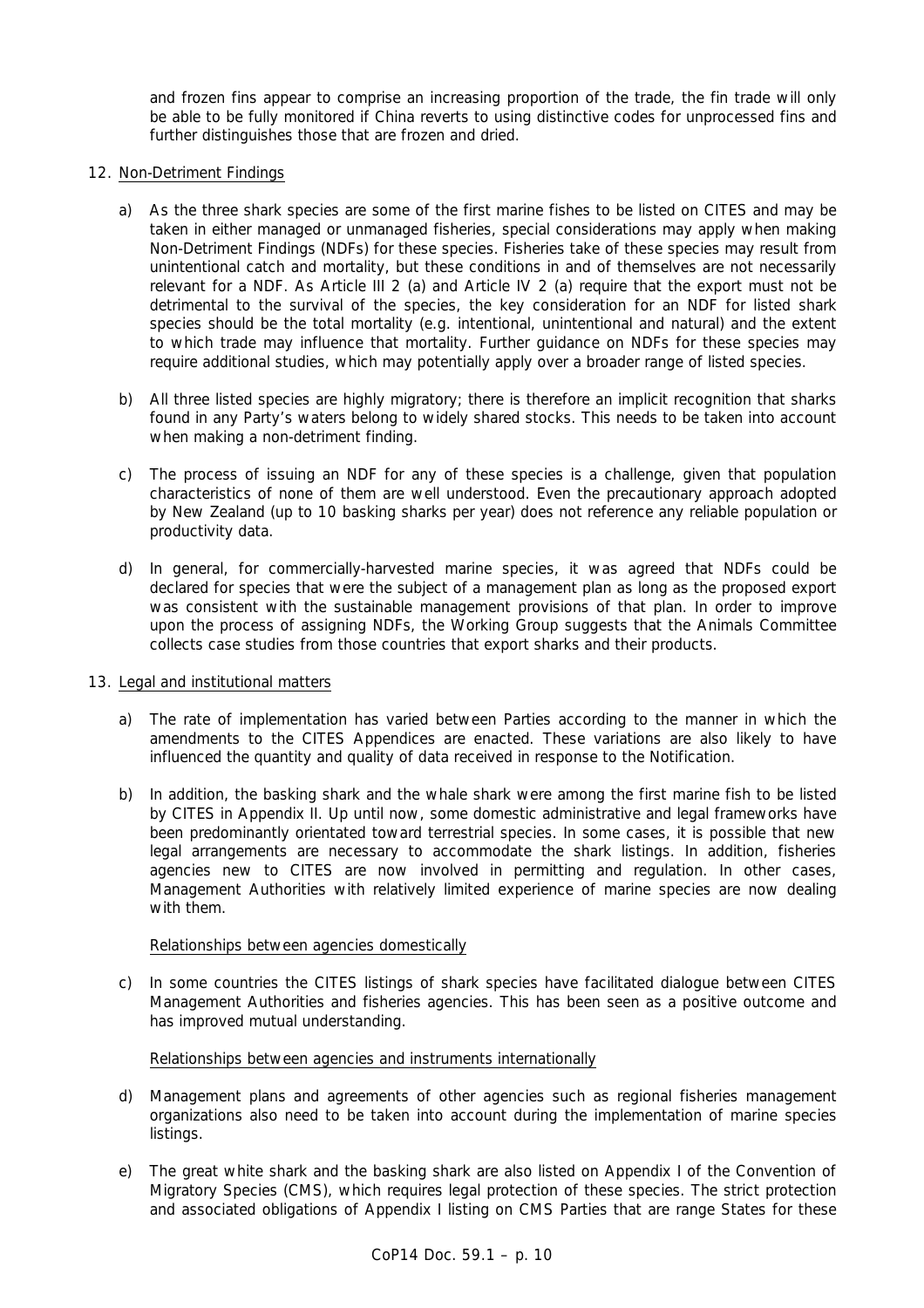and frozen fins appear to comprise an increasing proportion of the trade, the fin trade will only be able to be fully monitored if China reverts to using distinctive codes for unprocessed fins and further distinguishes those that are frozen and dried.

12. Non-Detriment Findings

   a) As the three shark species are some of the first marine fishes to be listed on CITES and may be taken in either managed or unmanaged fisheries, special considerations may apply when making Non-Detriment Findings (NDFs) for these species. Fisheries take of these species may result from unintentional catch and mortality, but these conditions in and of themselves are not necessarily relevant for a NDF. As Article III 2 (a) and Article IV 2 (a) require that the export must not be detrimental to the survival of the species, the key consideration for an NDF for listed shark species should be the total mortality (e.g. intentional, unintentional and natural) and the extent to which trade may influence that mortality. Further guidance on NDFs for these species may require additional studies, which may potentially apply over a broader range of listed species.

   b) All three listed species are highly migratory; there is therefore an implicit recognition that sharks found in any Party's waters belong to widely shared stocks. This needs to be taken into account when making a non-detriment finding.

   c) The process of issuing an NDF for any of these species is a challenge, given that population characteristics of none of them are well understood. Even the precautionary approach adopted by New Zealand (up to 10 basking sharks per year) does not reference any reliable population or productivity data.

   d) In general, for commercially-harvested marine species, it was agreed that NDFs could be declared for species that were the subject of a management plan as long as the proposed export was consistent with the sustainable management provisions of that plan. In order to improve upon the process of assigning NDFs, the Working Group suggests that the Animals Committee collects case studies from those countries that export sharks and their products.

13. Legal and institutional matters

   a) The rate of implementation has varied between Parties according to the manner in which the amendments to the CITES Appendices are enacted. These variations are also likely to have influenced the quantity and quality of data received in response to the Notification.

   b) In addition, the basking shark and the whale shark were among the first marine fish to be listed by CITES in Appendix II. Up until now, some domestic administrative and legal frameworks have been predominantly orientated toward terrestrial species. In some cases, it is possible that new legal arrangements are necessary to accommodate the shark listings. In addition, fisheries agencies new to CITES are now involved in permitting and regulation. In other cases, Management Authorities with relatively limited experience of marine species are now dealing with them.

   Relationships between agencies domestically

   c) In some countries the CITES listings of shark species have facilitated dialogue between CITES Management Authorities and fisheries agencies. This has been seen as a positive outcome and has improved mutual understanding.

   Relationships between agencies and instruments internationally

   d) Management plans and agreements of other agencies such as regional fisheries management organizations also need to be taken into account during the implementation of marine species listings.

   e) The great white shark and the basking shark are also listed on Appendix I of the Convention of Migratory Species (CMS), which requires legal protection of these species. The strict protection and associated obligations of Appendix I listing on CMS Parties that are range States for these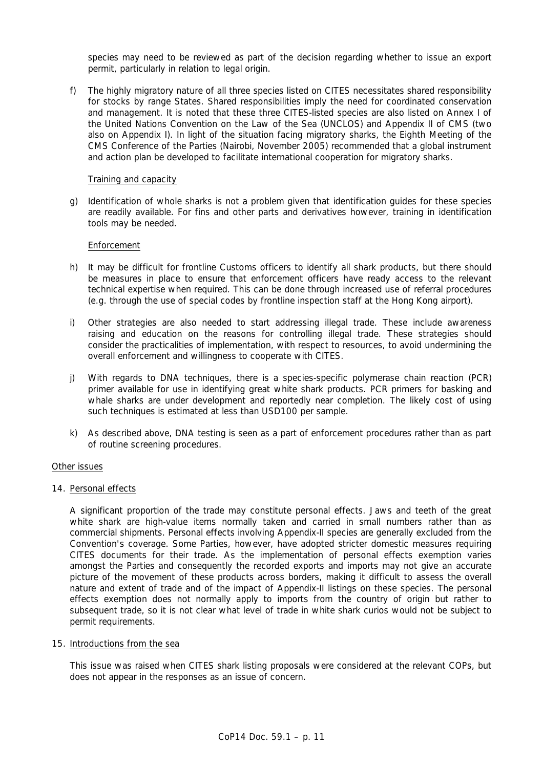species may need to be reviewed as part of the decision regarding whether to issue an export permit, particularly in relation to legal origin.

f) The highly migratory nature of all three species listed on CITES necessitates shared responsibility for stocks by range States. Shared responsibilities imply the need for coordinated conservation and management. It is noted that these three CITES-listed species are also listed on Annex I of the United Nations Convention on the Law of the Sea (UNCLOS) and Appendix II of CMS (two also on Appendix I). In light of the situation facing migratory sharks, the Eighth Meeting of the CMS Conference of the Parties (Nairobi, November 2005) recommended that a global instrument and action plan be developed to facilitate international cooperation for migratory sharks.

Training and capacity

g) Identification of whole sharks is not a problem given that identification guides for these species are readily available. For fins and other parts and derivatives however, training in identification tools may be needed.

Enforcement

h) It may be difficult for frontline Customs officers to identify all shark products, but there should be measures in place to ensure that enforcement officers have ready access to the relevant technical expertise when required. This can be done through increased use of referral procedures (e.g. through the use of special codes by frontline inspection staff at the Hong Kong airport).

i) Other strategies are also needed to start addressing illegal trade. These include awareness raising and education on the reasons for controlling illegal trade. These strategies should consider the practicalities of implementation, with respect to resources, to avoid undermining the overall enforcement and willingness to cooperate with CITES.

j) With regards to DNA techniques, there is a species-specific polymerase chain reaction (PCR) primer available for use in identifying great white shark products. PCR primers for basking and whale sharks are under development and reportedly near completion. The likely cost of using such techniques is estimated at less than USD100 per sample.

k) As described above, DNA testing is seen as a part of enforcement procedures rather than as part of routine screening procedures.

Other issues

14. Personal effects

A significant proportion of the trade may constitute personal effects. Jaws and teeth of the great white shark are high-value items normally taken and carried in small numbers rather than as commercial shipments. Personal effects involving Appendix-II species are generally excluded from the Convention's coverage. Some Parties, however, have adopted stricter domestic measures requiring CITES documents for their trade. As the implementation of personal effects exemption varies amongst the Parties and consequently the recorded exports and imports may not give an accurate picture of the movement of these products across borders, making it difficult to assess the overall nature and extent of trade and of the impact of Appendix-II listings on these species. The personal effects exemption does not normally apply to imports from the country of origin but rather to subsequent trade, so it is not clear what level of trade in white shark curios would not be subject to permit requirements.

15. Introductions from the sea

This issue was raised when CITES shark listing proposals were considered at the relevant COPs, but does not appear in the responses as an issue of concern.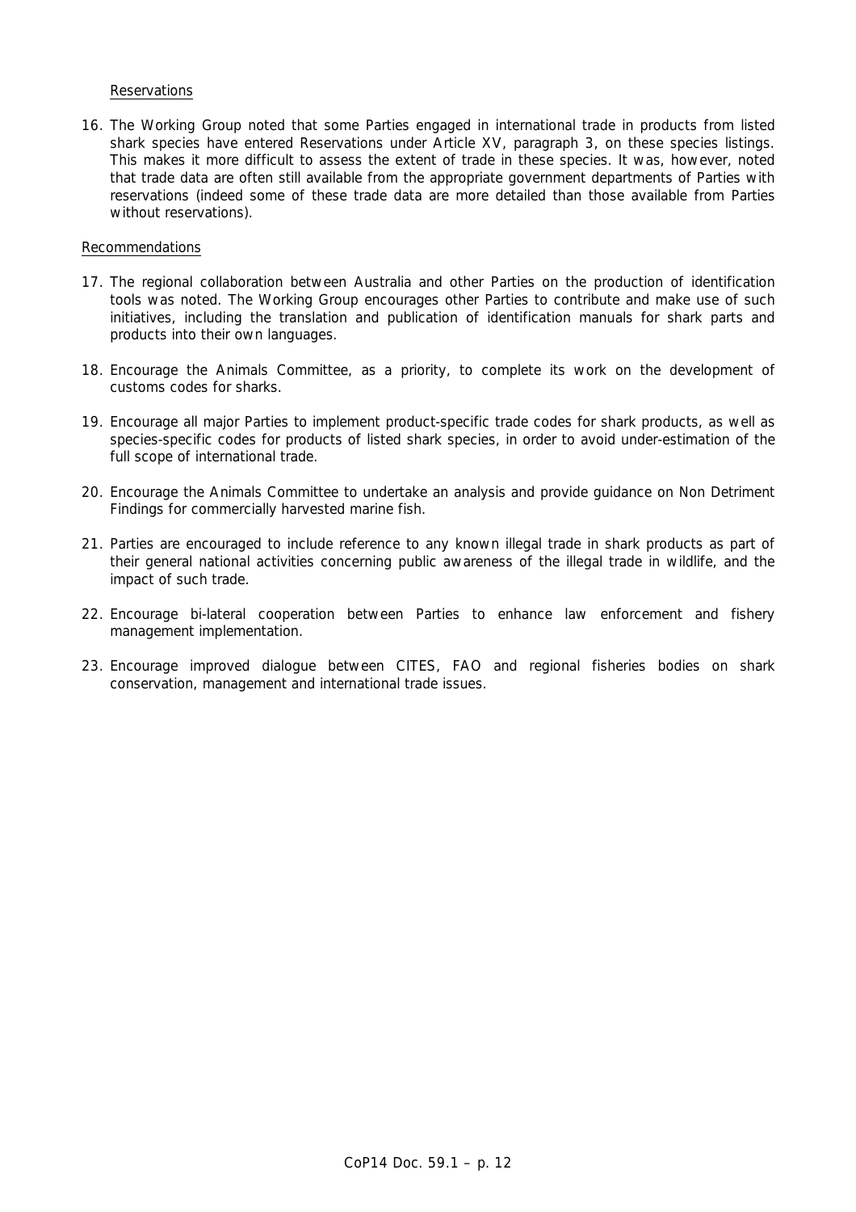Reservations

16. The Working Group noted that some Parties engaged in international trade in products from listed shark species have entered Reservations under Article XV, paragraph 3, on these species listings. This makes it more difficult to assess the extent of trade in these species. It was, however, noted that trade data are often still available from the appropriate government departments of Parties with reservations (indeed some of these trade data are more detailed than those available from Parties without reservations).

Recommendations

17. The regional collaboration between Australia and other Parties on the production of identification tools was noted. The Working Group encourages other Parties to contribute and make use of such initiatives, including the translation and publication of identification manuals for shark parts and products into their own languages.

18. Encourage the Animals Committee, as a priority, to complete its work on the development of customs codes for sharks.

19. Encourage all major Parties to implement product-specific trade codes for shark products, as well as species-specific codes for products of listed shark species, in order to avoid under-estimation of the full scope of international trade.

20. Encourage the Animals Committee to undertake an analysis and provide guidance on Non Detriment Findings for commercially harvested marine fish.

21. Parties are encouraged to include reference to any known illegal trade in shark products as part of their general national activities concerning public awareness of the illegal trade in wildlife, and the impact of such trade.

22. Encourage bi-lateral cooperation between Parties to enhance law enforcement and fishery management implementation.

23. Encourage improved dialogue between CITES, FAO and regional fisheries bodies on shark conservation, management and international trade issues.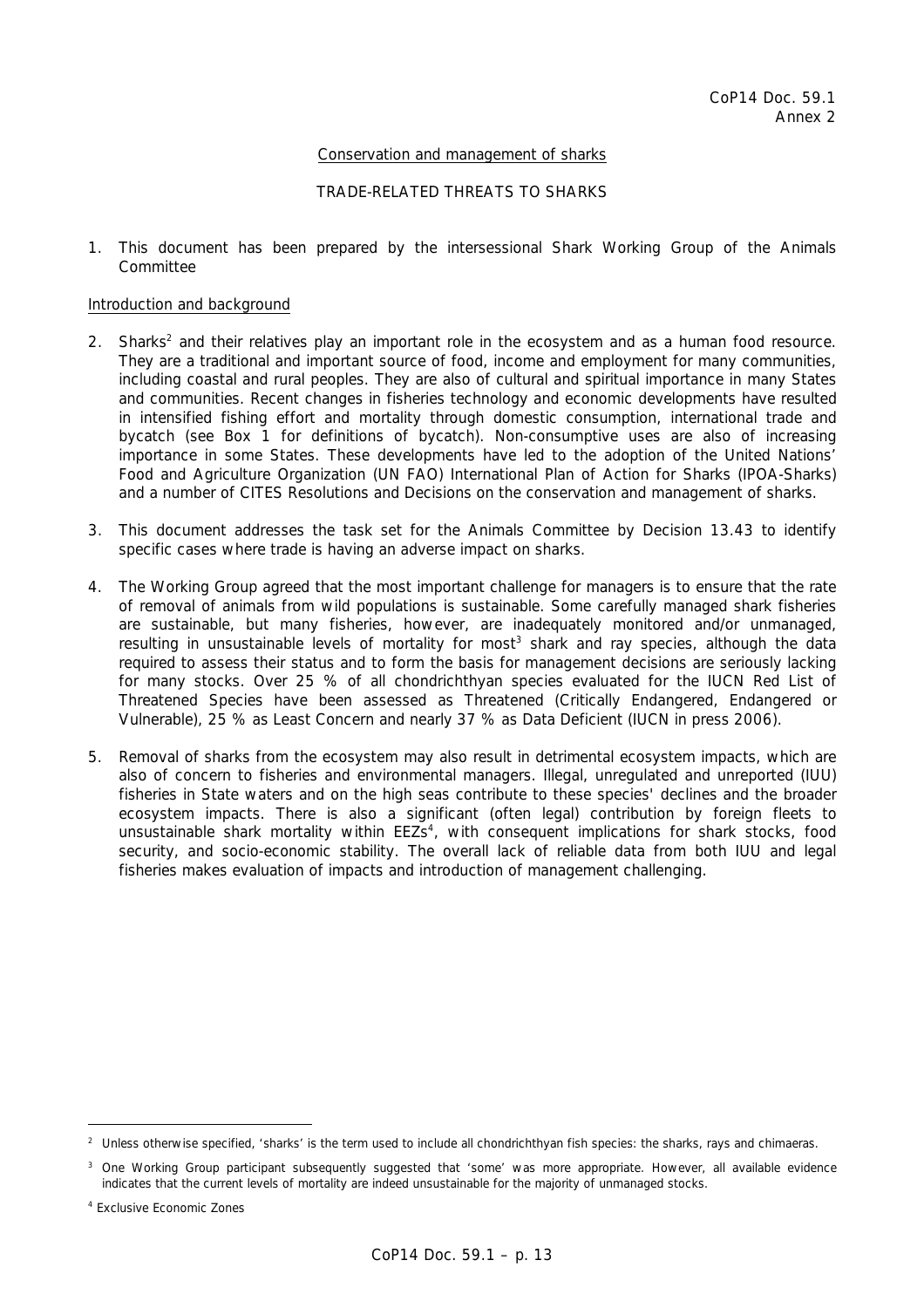CoP14 Doc. 59.1
Annex 2

Conservation and management of sharks

TRADE-RELATED THREATS TO SHARKS

1. This document has been prepared by the intersessional Shark Working Group of the Animals Committee

Introduction and background

2. Sharks[2] and their relatives play an important role in the ecosystem and as a human food resource. They are a traditional and important source of food, income and employment for many communities, including coastal and rural peoples. They are also of cultural and spiritual importance in many States and communities. Recent changes in fisheries technology and economic developments have resulted in intensified fishing effort and mortality through domestic consumption, international trade and bycatch (see Box 1 for definitions of bycatch). Non-consumptive uses are also of increasing importance in some States. These developments have led to the adoption of the United Nations' Food and Agriculture Organization (UN FAO) International Plan of Action for Sharks (IPOA-Sharks) and a number of CITES Resolutions and Decisions on the conservation and management of sharks.

3. This document addresses the task set for the Animals Committee by Decision 13.43 to identify specific cases where trade is having an adverse impact on sharks.

4. The Working Group agreed that the most important challenge for managers is to ensure that the rate of removal of animals from wild populations is sustainable. Some carefully managed shark fisheries are sustainable, but many fisheries, however, are inadequately monitored and/or unmanaged, resulting in unsustainable levels of mortality for most[3] shark and ray species, although the data required to assess their status and to form the basis for management decisions are seriously lacking for many stocks. Over 25 % of all chondrichthyan species evaluated for the IUCN Red List of Threatened Species have been assessed as Threatened (Critically Endangered, Endangered or Vulnerable), 25 % as Least Concern and nearly 37 % as Data Deficient (IUCN in press 2006).

5. Removal of sharks from the ecosystem may also result in detrimental ecosystem impacts, which are also of concern to fisheries and environmental managers. Illegal, unregulated and unreported (IUU) fisheries in State waters and on the high seas contribute to these species' declines and the broader ecosystem impacts. There is also a significant (often legal) contribution by foreign fleets to unsustainable shark mortality within EEZs[4], with consequent implications for shark stocks, food security, and socio-economic stability. The overall lack of reliable data from both IUU and legal fisheries makes evaluation of impacts and introduction of management challenging.

---

[2] Unless otherwise specified, 'sharks' is the term used to include all chondrichthyan fish species: the sharks, rays and chimaeras.

[3] One Working Group participant subsequently suggested that 'some' was more appropriate. However, all available evidence indicates that the current levels of mortality are indeed unsustainable for the majority of unmanaged stocks.

[4] Exclusive Economic Zones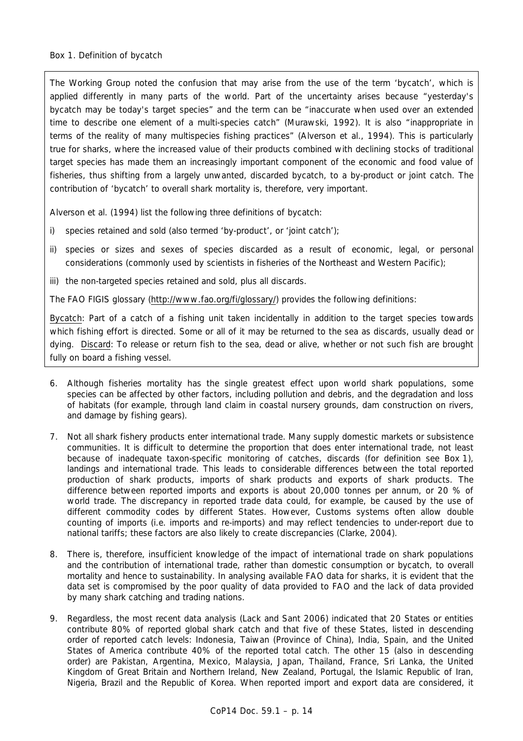Box 1. Definition of bycatch

The Working Group noted the confusion that may arise from the use of the term 'bycatch', which is applied differently in many parts of the world. Part of the uncertainty arises because "yesterday's bycatch may be today's target species" and the term can be "inaccurate when used over an extended time to describe one element of a multi-species catch" (Murawski, 1992). It is also "inappropriate in terms of the reality of many multispecies fishing practices" (Alverson et al., 1994). This is particularly true for sharks, where the increased value of their products combined with declining stocks of traditional target species has made them an increasingly important component of the economic and food value of fisheries, thus shifting from a largely unwanted, discarded bycatch, to a by-product or joint catch. The contribution of 'bycatch' to overall shark mortality is, therefore, very important.

Alverson et al. (1994) list the following three definitions of bycatch:

i) species retained and sold (also termed 'by-product', or 'joint catch');

ii) species or sizes and sexes of species discarded as a result of economic, legal, or personal considerations (commonly used by scientists in fisheries of the Northeast and Western Pacific);

iii) the non-targeted species retained and sold, plus all discards.

The FAO FIGIS glossary (http://www.fao.org/fi/glossary/) provides the following definitions:

Bycatch: Part of a catch of a fishing unit taken incidentally in addition to the target species towards which fishing effort is directed. Some or all of it may be returned to the sea as discards, usually dead or dying. Discard: To release or return fish to the sea, dead or alive, whether or not such fish are brought fully on board a fishing vessel.

6. Although fisheries mortality has the single greatest effect upon world shark populations, some species can be affected by other factors, including pollution and debris, and the degradation and loss of habitats (for example, through land claim in coastal nursery grounds, dam construction on rivers, and damage by fishing gears).

7. Not all shark fishery products enter international trade. Many supply domestic markets or subsistence communities. It is difficult to determine the proportion that does enter international trade, not least because of inadequate taxon-specific monitoring of catches, discards (for definition see Box 1), landings and international trade. This leads to considerable differences between the total reported production of shark products, imports of shark products and exports of shark products. The difference between reported imports and exports is about 20,000 tonnes per annum, or 20 % of world trade. The discrepancy in reported trade data could, for example, be caused by the use of different commodity codes by different States. However, Customs systems often allow double counting of imports (i.e. imports and re-imports) and may reflect tendencies to under-report due to national tariffs; these factors are also likely to create discrepancies (Clarke, 2004).

8. There is, therefore, insufficient knowledge of the impact of international trade on shark populations and the contribution of international trade, rather than domestic consumption or bycatch, to overall mortality and hence to sustainability. In analysing available FAO data for sharks, it is evident that the data set is compromised by the poor quality of data provided to FAO and the lack of data provided by many shark catching and trading nations.

9. Regardless, the most recent data analysis (Lack and Sant 2006) indicated that 20 States or entities contribute 80% of reported global shark catch and that five of these States, listed in descending order of reported catch levels: Indonesia, Taiwan (Province of China), India, Spain, and the United States of America contribute 40% of the reported total catch. The other 15 (also in descending order) are Pakistan, Argentina, Mexico, Malaysia, Japan, Thailand, France, Sri Lanka, the United Kingdom of Great Britain and Northern Ireland, New Zealand, Portugal, the Islamic Republic of Iran, Nigeria, Brazil and the Republic of Korea. When reported import and export data are considered, it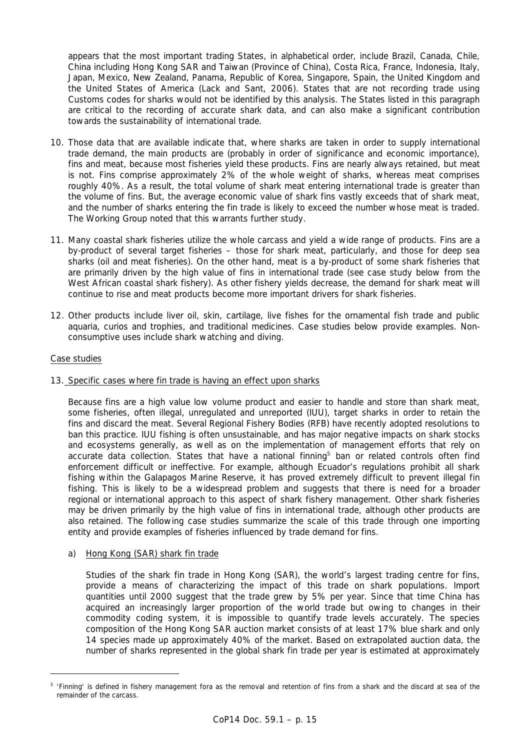appears that the most important trading States, in alphabetical order, include Brazil, Canada, Chile, China including Hong Kong SAR and Taiwan (Province of China), Costa Rica, France, Indonesia, Italy, Japan, Mexico, New Zealand, Panama, Republic of Korea, Singapore, Spain, the United Kingdom and the United States of America (Lack and Sant, 2006). States that are not recording trade using Customs codes for sharks would not be identified by this analysis. The States listed in this paragraph are critical to the recording of accurate shark data, and can also make a significant contribution towards the sustainability of international trade.

10. Those data that are available indicate that, where sharks are taken in order to supply international trade demand, the main products are (probably in order of significance and economic importance), fins and meat, because most fisheries yield these products. Fins are nearly always retained, but meat is not. Fins comprise approximately 2% of the whole weight of sharks, whereas meat comprises roughly 40%. As a result, the total volume of shark meat entering international trade is greater than the volume of fins. But, the average economic value of shark fins vastly exceeds that of shark meat, and the number of sharks entering the fin trade is likely to exceed the number whose meat is traded. The Working Group noted that this warrants further study.

11. Many coastal shark fisheries utilize the whole carcass and yield a wide range of products. Fins are a by-product of several target fisheries – those for shark meat, particularly, and those for deep sea sharks (oil and meat fisheries). On the other hand, meat is a by-product of some shark fisheries that are primarily driven by the high value of fins in international trade (see case study below from the West African coastal shark fishery). As other fishery yields decrease, the demand for shark meat will continue to rise and meat products become more important drivers for shark fisheries.

12. Other products include liver oil, skin, cartilage, live fishes for the ornamental fish trade and public aquaria, curios and trophies, and traditional medicines. Case studies below provide examples. Non-consumptive uses include shark watching and diving.

Case studies

13. Specific cases where fin trade is having an effect upon sharks

Because fins are a high value low volume product and easier to handle and store than shark meat, some fisheries, often illegal, unregulated and unreported (IUU), target sharks in order to retain the fins and discard the meat. Several Regional Fishery Bodies (RFB) have recently adopted resolutions to ban this practice. IUU fishing is often unsustainable, and has major negative impacts on shark stocks and ecosystems generally, as well as on the implementation of management efforts that rely on accurate data collection. States that have a national finning[5] ban or related controls often find enforcement difficult or ineffective. For example, although Ecuador's regulations prohibit all shark fishing within the Galapagos Marine Reserve, it has proved extremely difficult to prevent illegal fin fishing. This is likely to be a widespread problem and suggests that there is need for a broader regional or international approach to this aspect of shark fishery management. Other shark fisheries may be driven primarily by the high value of fins in international trade, although other products are also retained. The following case studies summarize the scale of this trade through one importing entity and provide examples of fisheries influenced by trade demand for fins.

a) Hong Kong (SAR) shark fin trade

Studies of the shark fin trade in Hong Kong (SAR), the world's largest trading centre for fins, provide a means of characterizing the impact of this trade on shark populations. Import quantities until 2000 suggest that the trade grew by 5% per year. Since that time China has acquired an increasingly larger proportion of the world trade but owing to changes in their commodity coding system, it is impossible to quantify trade levels accurately. The species composition of the Hong Kong SAR auction market consists of at least 17% blue shark and only 14 species made up approximately 40% of the market. Based on extrapolated auction data, the number of sharks represented in the global shark fin trade per year is estimated at approximately

---

[5] 'Finning' is defined in fishery management fora as the removal and retention of fins from a shark and the discard at sea of the remainder of the carcass.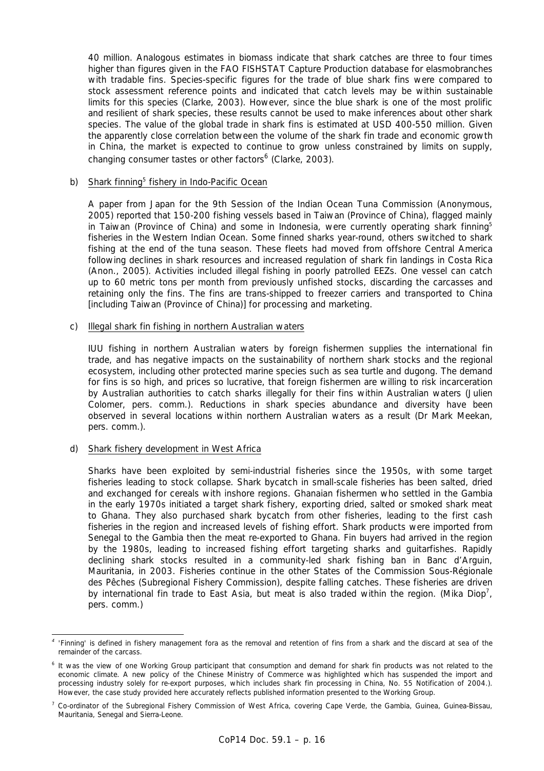40 million. Analogous estimates in biomass indicate that shark catches are three to four times higher than figures given in the FAO FISHSTAT Capture Production database for elasmobranches with tradable fins. Species-specific figures for the trade of blue shark fins were compared to stock assessment reference points and indicated that catch levels may be within sustainable limits for this species (Clarke, 2003). However, since the blue shark is one of the most prolific and resilient of shark species, these results cannot be used to make inferences about other shark species. The value of the global trade in shark fins is estimated at USD 400-550 million. Given the apparently close correlation between the volume of the shark fin trade and economic growth in China, the market is expected to continue to grow unless constrained by limits on supply, changing consumer tastes or other factors[6] (Clarke, 2003).

b) Shark finning[5] fishery in Indo-Pacific Ocean

A paper from Japan for the 9th Session of the Indian Ocean Tuna Commission (Anonymous, 2005) reported that 150-200 fishing vessels based in Taiwan (Province of China), flagged mainly in Taiwan (Province of China) and some in Indonesia, were currently operating shark finning[5] fisheries in the Western Indian Ocean. Some finned sharks year-round, others switched to shark fishing at the end of the tuna season. These fleets had moved from offshore Central America following declines in shark resources and increased regulation of shark fin landings in Costa Rica (Anon., 2005). Activities included illegal fishing in poorly patrolled EEZs. One vessel can catch up to 60 metric tons per month from previously unfished stocks, discarding the carcasses and retaining only the fins. The fins are trans-shipped to freezer carriers and transported to China [including Taiwan (Province of China)] for processing and marketing.

c) Illegal shark fin fishing in northern Australian waters

IUU fishing in northern Australian waters by foreign fishermen supplies the international fin trade, and has negative impacts on the sustainability of northern shark stocks and the regional ecosystem, including other protected marine species such as sea turtle and dugong. The demand for fins is so high, and prices so lucrative, that foreign fishermen are willing to risk incarceration by Australian authorities to catch sharks illegally for their fins within Australian waters (Julien Colomer, pers. comm.). Reductions in shark species abundance and diversity have been observed in several locations within northern Australian waters as a result (Dr Mark Meekan, pers. comm.).

d) Shark fishery development in West Africa

Sharks have been exploited by semi-industrial fisheries since the 1950s, with some target fisheries leading to stock collapse. Shark bycatch in small-scale fisheries has been salted, dried and exchanged for cereals with inshore regions. Ghanaian fishermen who settled in the Gambia in the early 1970s initiated a target shark fishery, exporting dried, salted or smoked shark meat to Ghana. They also purchased shark bycatch from other fisheries, leading to the first cash fisheries in the region and increased levels of fishing effort. Shark products were imported from Senegal to the Gambia then the meat re-exported to Ghana. Fin buyers had arrived in the region by the 1980s, leading to increased fishing effort targeting sharks and guitarfishes. Rapidly declining shark stocks resulted in a community-led shark fishing ban in Banc d'Arguin, Mauritania, in 2003. Fisheries continue in the other States of the Commission Sous-Régionale des Pêches (Subregional Fishery Commission), despite falling catches. These fisheries are driven by international fin trade to East Asia, but meat is also traded within the region. (Mika Diop[7], pers. comm.)

---

[4] 'Finning' is defined in fishery management fora as the removal and retention of fins from a shark and the discard at sea of the remainder of the carcass.

[6] It was the view of one Working Group participant that consumption and demand for shark fin products was not related to the economic climate. A new policy of the Chinese Ministry of Commerce was highlighted which has suspended the import and processing industry solely for re-export purposes, which includes shark fin processing in China, No. 55 Notification of 2004.). However, the case study provided here accurately reflects published information presented to the Working Group.

[7] Co-ordinator of the Subregional Fishery Commission of West Africa, covering Cape Verde, the Gambia, Guinea, Guinea-Bissau, Mauritania, Senegal and Sierra-Leone.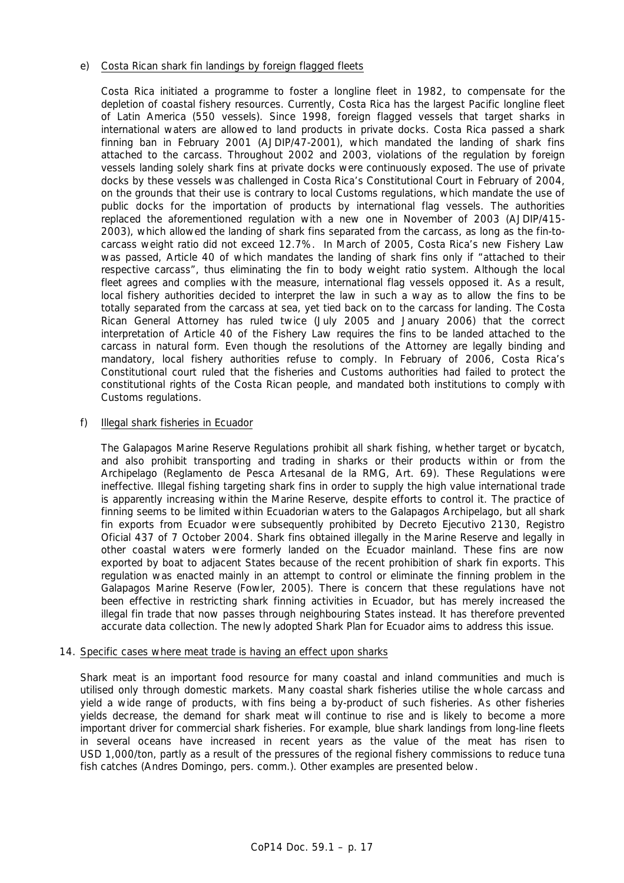e) Costa Rican shark fin landings by foreign flagged fleets

Costa Rica initiated a programme to foster a longline fleet in 1982, to compensate for the depletion of coastal fishery resources. Currently, Costa Rica has the largest Pacific longline fleet of Latin America (550 vessels). Since 1998, foreign flagged vessels that target sharks in international waters are allowed to land products in private docks. Costa Rica passed a shark finning ban in February 2001 (AJDIP/47-2001), which mandated the landing of shark fins attached to the carcass. Throughout 2002 and 2003, violations of the regulation by foreign vessels landing solely shark fins at private docks were continuously exposed. The use of private docks by these vessels was challenged in Costa Rica's Constitutional Court in February of 2004, on the grounds that their use is contrary to local Customs regulations, which mandate the use of public docks for the importation of products by international flag vessels. The authorities replaced the aforementioned regulation with a new one in November of 2003 (AJDIP/415-2003), which allowed the landing of shark fins separated from the carcass, as long as the fin-to-carcass weight ratio did not exceed 12.7%. In March of 2005, Costa Rica's new Fishery Law was passed, Article 40 of which mandates the landing of shark fins only if "attached to their respective carcass", thus eliminating the fin to body weight ratio system. Although the local fleet agrees and complies with the measure, international flag vessels opposed it. As a result, local fishery authorities decided to interpret the law in such a way as to allow the fins to be totally separated from the carcass at sea, yet tied back on to the carcass for landing. The Costa Rican General Attorney has ruled twice (July 2005 and January 2006) that the correct interpretation of Article 40 of the Fishery Law requires the fins to be landed attached to the carcass in natural form. Even though the resolutions of the Attorney are legally binding and mandatory, local fishery authorities refuse to comply. In February of 2006, Costa Rica's Constitutional court ruled that the fisheries and Customs authorities had failed to protect the constitutional rights of the Costa Rican people, and mandated both institutions to comply with Customs regulations.

f) Illegal shark fisheries in Ecuador

The Galapagos Marine Reserve Regulations prohibit all shark fishing, whether target or bycatch, and also prohibit transporting and trading in sharks or their products within or from the Archipelago (Reglamento de Pesca Artesanal de la RMG, Art. 69). These Regulations were ineffective. Illegal fishing targeting shark fins in order to supply the high value international trade is apparently increasing within the Marine Reserve, despite efforts to control it. The practice of finning seems to be limited within Ecuadorian waters to the Galapagos Archipelago, but all shark fin exports from Ecuador were subsequently prohibited by Decreto Ejecutivo 2130, Registro Oficial 437 of 7 October 2004. Shark fins obtained illegally in the Marine Reserve and legally in other coastal waters were formerly landed on the Ecuador mainland. These fins are now exported by boat to adjacent States because of the recent prohibition of shark fin exports. This regulation was enacted mainly in an attempt to control or eliminate the finning problem in the Galapagos Marine Reserve (Fowler, 2005). There is concern that these regulations have not been effective in restricting shark finning activities in Ecuador, but has merely increased the illegal fin trade that now passes through neighbouring States instead. It has therefore prevented accurate data collection. The newly adopted Shark Plan for Ecuador aims to address this issue.

14. Specific cases where meat trade is having an effect upon sharks

Shark meat is an important food resource for many coastal and inland communities and much is utilised only through domestic markets. Many coastal shark fisheries utilise the whole carcass and yield a wide range of products, with fins being a by-product of such fisheries. As other fisheries yields decrease, the demand for shark meat will continue to rise and is likely to become a more important driver for commercial shark fisheries. For example, blue shark landings from long-line fleets in several oceans have increased in recent years as the value of the meat has risen to USD 1,000/ton, partly as a result of the pressures of the regional fishery commissions to reduce tuna fish catches (Andres Domingo, pers. comm.). Other examples are presented below.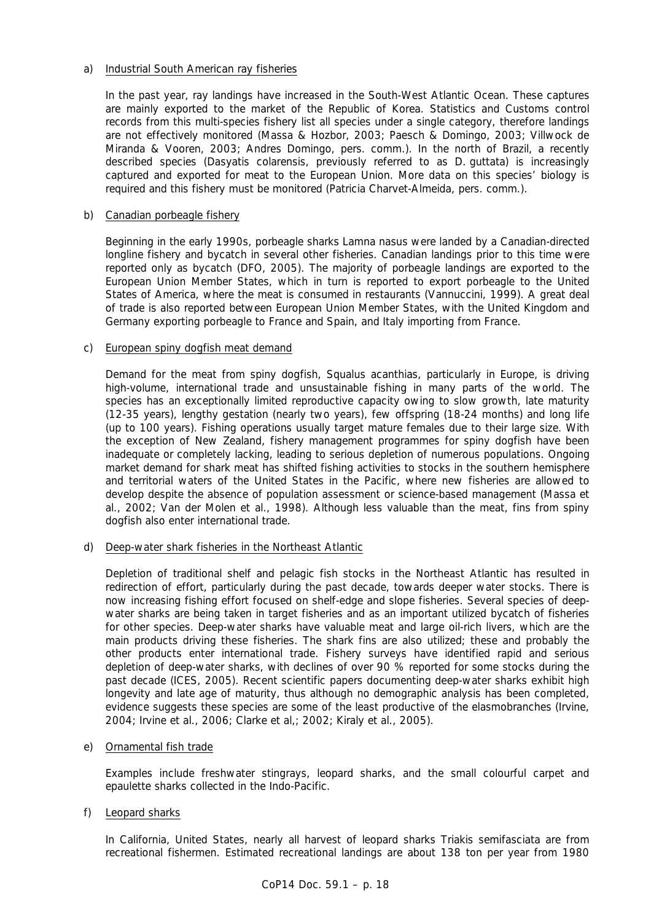a) Industrial South American ray fisheries

In the past year, ray landings have increased in the South-West Atlantic Ocean. These captures are mainly exported to the market of the Republic of Korea. Statistics and Customs control records from this multi-species fishery list all species under a single category, therefore landings are not effectively monitored (Massa & Hozbor, 2003; Paesch & Domingo, 2003; Villwock de Miranda & Vooren, 2003; Andres Domingo, pers. comm.). In the north of Brazil, a recently described species (*Dasyatis colarensis*, previously referred to as *D. guttata*) is increasingly captured and exported for meat to the European Union. More data on this species' biology is required and this fishery must be monitored (Patricia Charvet-Almeida, pers. comm.).

b) Canadian porbeagle fishery

Beginning in the early 1990s, porbeagle sharks *Lamna nasus* were landed by a Canadian-directed longline fishery and bycatch in several other fisheries. Canadian landings prior to this time were reported only as bycatch (DFO, 2005). The majority of porbeagle landings are exported to the European Union Member States, which in turn is reported to export porbeagle to the United States of America, where the meat is consumed in restaurants (Vannuccini, 1999). A great deal of trade is also reported between European Union Member States, with the United Kingdom and Germany exporting porbeagle to France and Spain, and Italy importing from France.

c) European spiny dogfish meat demand

Demand for the meat from spiny dogfish, *Squalus acanthias*, particularly in Europe, is driving high-volume, international trade and unsustainable fishing in many parts of the world. The species has an exceptionally limited reproductive capacity owing to slow growth, late maturity (12-35 years), lengthy gestation (nearly two years), few offspring (18-24 months) and long life (up to 100 years). Fishing operations usually target mature females due to their large size. With the exception of New Zealand, fishery management programmes for spiny dogfish have been inadequate or completely lacking, leading to serious depletion of numerous populations. Ongoing market demand for shark meat has shifted fishing activities to stocks in the southern hemisphere and territorial waters of the United States in the Pacific, where new fisheries are allowed to develop despite the absence of population assessment or science-based management (Massa et al., 2002; Van der Molen et al., 1998). Although less valuable than the meat, fins from spiny dogfish also enter international trade.

d) Deep-water shark fisheries in the Northeast Atlantic

Depletion of traditional shelf and pelagic fish stocks in the Northeast Atlantic has resulted in redirection of effort, particularly during the past decade, towards deeper water stocks. There is now increasing fishing effort focused on shelf-edge and slope fisheries. Several species of deep-water sharks are being taken in target fisheries and as an important utilized bycatch of fisheries for other species. Deep-water sharks have valuable meat and large oil-rich livers, which are the main products driving these fisheries. The shark fins are also utilized; these and probably the other products enter international trade. Fishery surveys have identified rapid and serious depletion of deep-water sharks, with declines of over 90 % reported for some stocks during the past decade (ICES, 2005). Recent scientific papers documenting deep-water sharks exhibit high longevity and late age of maturity, thus although no demographic analysis has been completed, evidence suggests these species are some of the least productive of the elasmobranches (Irvine, 2004; Irvine et al., 2006; Clarke et al,; 2002; Kiraly et al., 2005).

e) Ornamental fish trade

Examples include freshwater stingrays, leopard sharks, and the small colourful carpet and epaulette sharks collected in the Indo-Pacific.

f) Leopard sharks

In California, United States, nearly all harvest of leopard sharks *Triakis semifasciata* are from recreational fishermen. Estimated recreational landings are about 138 ton per year from 1980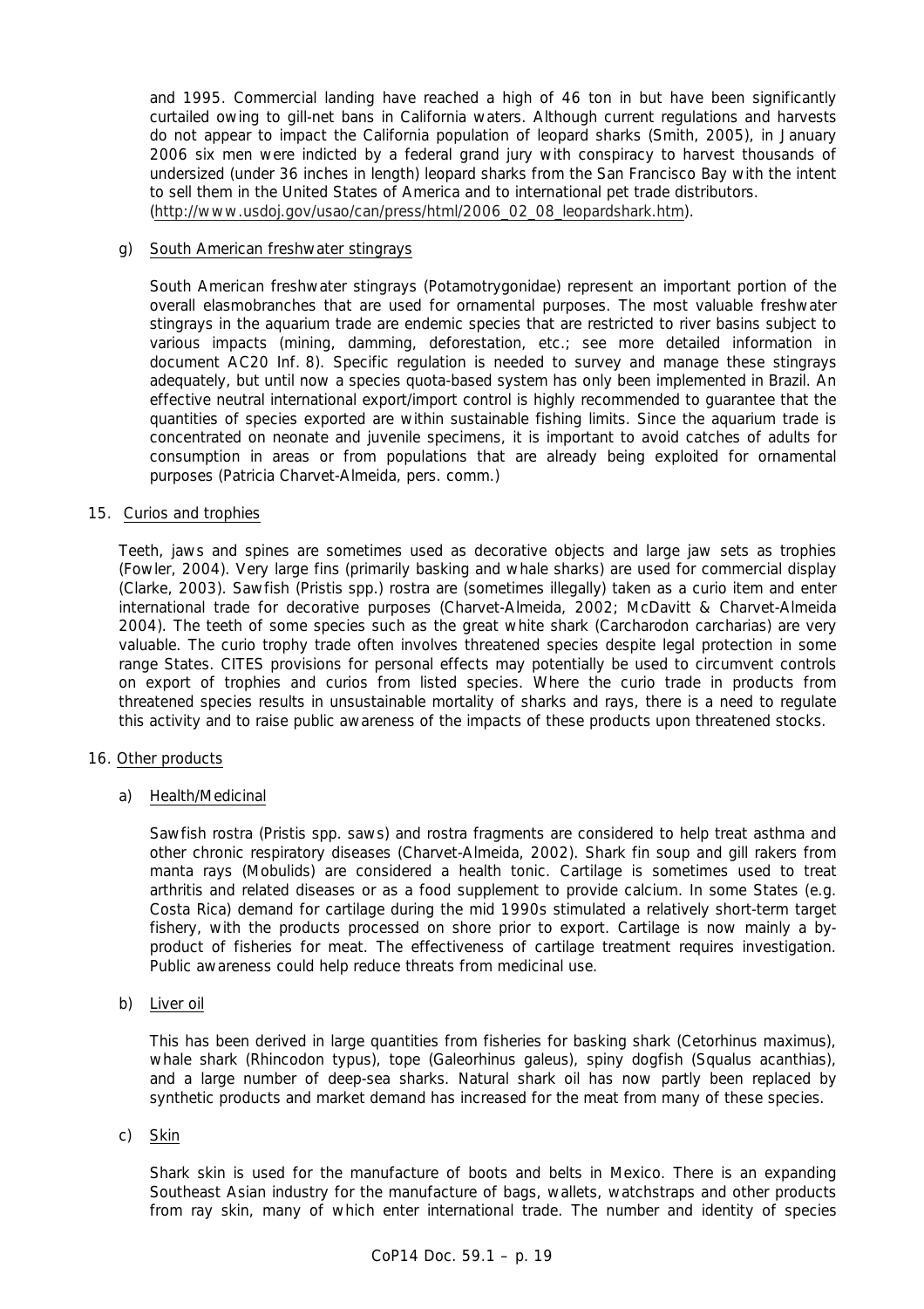and 1995. Commercial landing have reached a high of 46 ton in but have been significantly curtailed owing to gill-net bans in California waters. Although current regulations and harvests do not appear to impact the California population of leopard sharks (Smith, 2005), in January 2006 six men were indicted by a federal grand jury with conspiracy to harvest thousands of undersized (under 36 inches in length) leopard sharks from the San Francisco Bay with the intent to sell them in the United States of America and to international pet trade distributors. (http://www.usdoj.gov/usao/can/press/html/2006_02_08_leopardshark.htm).

g) South American freshwater stingrays

South American freshwater stingrays (Potamotrygonidae) represent an important portion of the overall elasmobranches that are used for ornamental purposes. The most valuable freshwater stingrays in the aquarium trade are endemic species that are restricted to river basins subject to various impacts (mining, damming, deforestation, etc.; see more detailed information in document AC20 Inf. 8). Specific regulation is needed to survey and manage these stingrays adequately, but until now a species quota-based system has only been implemented in Brazil. An effective neutral international export/import control is highly recommended to guarantee that the quantities of species exported are within sustainable fishing limits. Since the aquarium trade is concentrated on neonate and juvenile specimens, it is important to avoid catches of adults for consumption in areas or from populations that are already being exploited for ornamental purposes (Patricia Charvet-Almeida, pers. comm.)

15. Curios and trophies

Teeth, jaws and spines are sometimes used as decorative objects and large jaw sets as trophies (Fowler, 2004). Very large fins (primarily basking and whale sharks) are used for commercial display (Clarke, 2003). Sawfish (*Pristis* spp.) rostra are (sometimes illegally) taken as a curio item and enter international trade for decorative purposes (Charvet-Almeida, 2002; McDavitt & Charvet-Almeida 2004). The teeth of some species such as the great white shark (*Carcharodon carcharias*) are very valuable. The curio trophy trade often involves threatened species despite legal protection in some range States. CITES provisions for personal effects may potentially be used to circumvent controls on export of trophies and curios from listed species. Where the curio trade in products from threatened species results in unsustainable mortality of sharks and rays, there is a need to regulate this activity and to raise public awareness of the impacts of these products upon threatened stocks.

16. Other products

a) Health/Medicinal

Sawfish rostra (*Pristis* spp. saws) and rostra fragments are considered to help treat asthma and other chronic respiratory diseases (Charvet-Almeida, 2002). Shark fin soup and gill rakers from manta rays (Mobulids) are considered a health tonic. Cartilage is sometimes used to treat arthritis and related diseases or as a food supplement to provide calcium. In some States (e.g. Costa Rica) demand for cartilage during the mid 1990s stimulated a relatively short-term target fishery, with the products processed on shore prior to export. Cartilage is now mainly a by-product of fisheries for meat. The effectiveness of cartilage treatment requires investigation. Public awareness could help reduce threats from medicinal use.

b) Liver oil

This has been derived in large quantities from fisheries for basking shark (*Cetorhinus maximus*), whale shark (*Rhincodon typus*), tope (*Galeorhinus galeus*), spiny dogfish (*Squalus acanthias*), and a large number of deep-sea sharks. Natural shark oil has now partly been replaced by synthetic products and market demand has increased for the meat from many of these species.

c) Skin

Shark skin is used for the manufacture of boots and belts in Mexico. There is an expanding Southeast Asian industry for the manufacture of bags, wallets, watchstraps and other products from ray skin, many of which enter international trade. The number and identity of species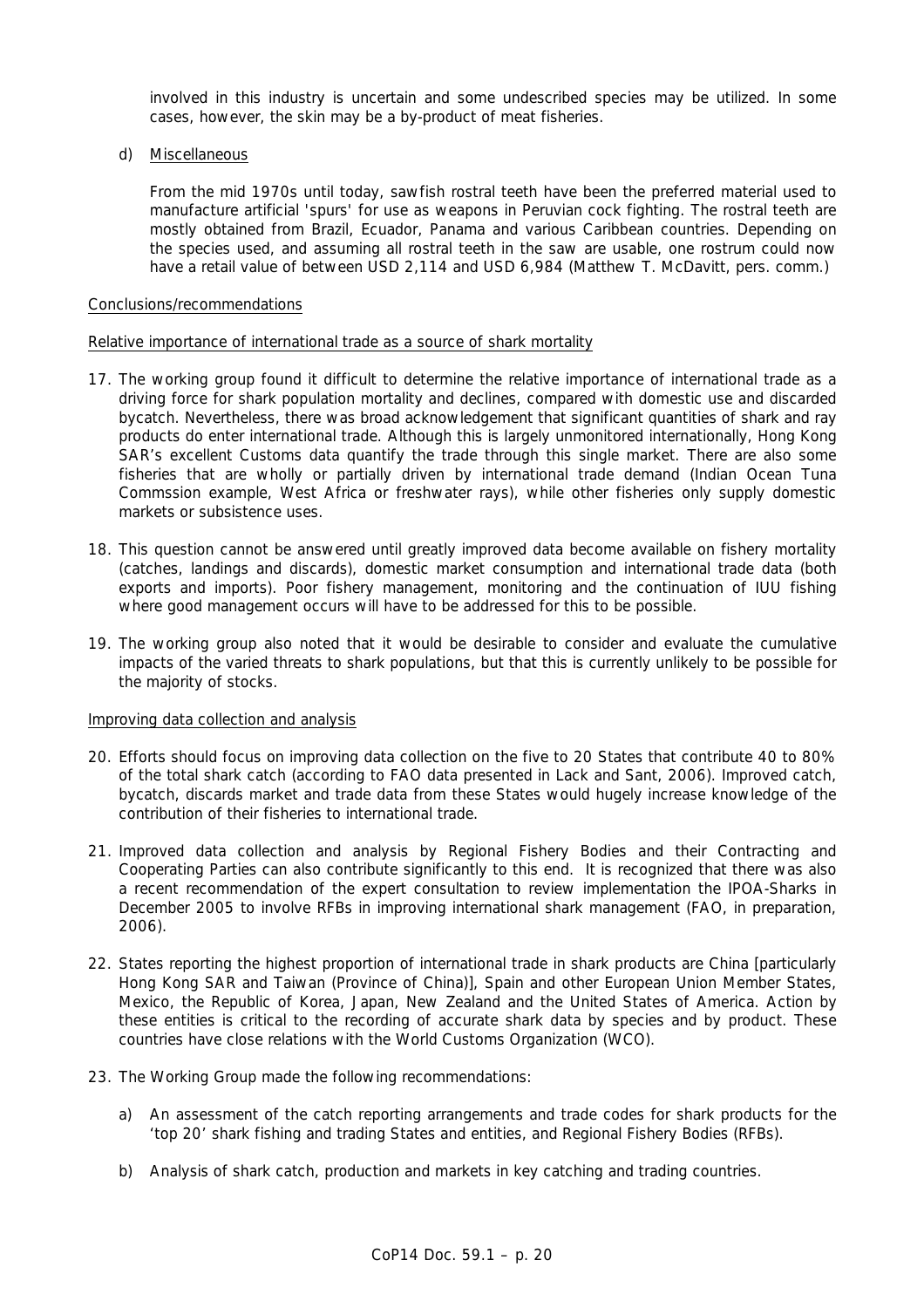involved in this industry is uncertain and some undescribed species may be utilized. In some cases, however, the skin may be a by-product of meat fisheries.

d) Miscellaneous

From the mid 1970s until today, sawfish rostral teeth have been the preferred material used to manufacture artificial 'spurs' for use as weapons in Peruvian cock fighting. The rostral teeth are mostly obtained from Brazil, Ecuador, Panama and various Caribbean countries. Depending on the species used, and assuming all rostral teeth in the saw are usable, one rostrum could now have a retail value of between USD 2,114 and USD 6,984 (Matthew T. McDavitt, pers. comm.)

Conclusions/recommendations

Relative importance of international trade as a source of shark mortality

17. The working group found it difficult to determine the relative importance of international trade as a driving force for shark population mortality and declines, compared with domestic use and discarded bycatch. Nevertheless, there was broad acknowledgement that significant quantities of shark and ray products do enter international trade. Although this is largely unmonitored internationally, Hong Kong SAR's excellent Customs data quantify the trade through this single market. There are also some fisheries that are wholly or partially driven by international trade demand (Indian Ocean Tuna Commssion example, West Africa or freshwater rays), while other fisheries only supply domestic markets or subsistence uses.

18. This question cannot be answered until greatly improved data become available on fishery mortality (catches, landings and discards), domestic market consumption and international trade data (both exports and imports). Poor fishery management, monitoring and the continuation of IUU fishing where good management occurs will have to be addressed for this to be possible.

19. The working group also noted that it would be desirable to consider and evaluate the cumulative impacts of the varied threats to shark populations, but that this is currently unlikely to be possible for the majority of stocks.

Improving data collection and analysis

20. Efforts should focus on improving data collection on the five to 20 States that contribute 40 to 80% of the total shark catch (according to FAO data presented in Lack and Sant, 2006). Improved catch, bycatch, discards market and trade data from these States would hugely increase knowledge of the contribution of their fisheries to international trade.

21. Improved data collection and analysis by Regional Fishery Bodies and their Contracting and Cooperating Parties can also contribute significantly to this end. It is recognized that there was also a recent recommendation of the expert consultation to review implementation the IPOA-Sharks in December 2005 to involve RFBs in improving international shark management (FAO, in preparation, 2006).

22. States reporting the highest proportion of international trade in shark products are China [particularly Hong Kong SAR and Taiwan (Province of China)], Spain and other European Union Member States, Mexico, the Republic of Korea, Japan, New Zealand and the United States of America. Action by these entities is critical to the recording of accurate shark data by species and by product. These countries have close relations with the World Customs Organization (WCO).

23. The Working Group made the following recommendations:

   a) An assessment of the catch reporting arrangements and trade codes for shark products for the 'top 20' shark fishing and trading States and entities, and Regional Fishery Bodies (RFBs).

   b) Analysis of shark catch, production and markets in key catching and trading countries.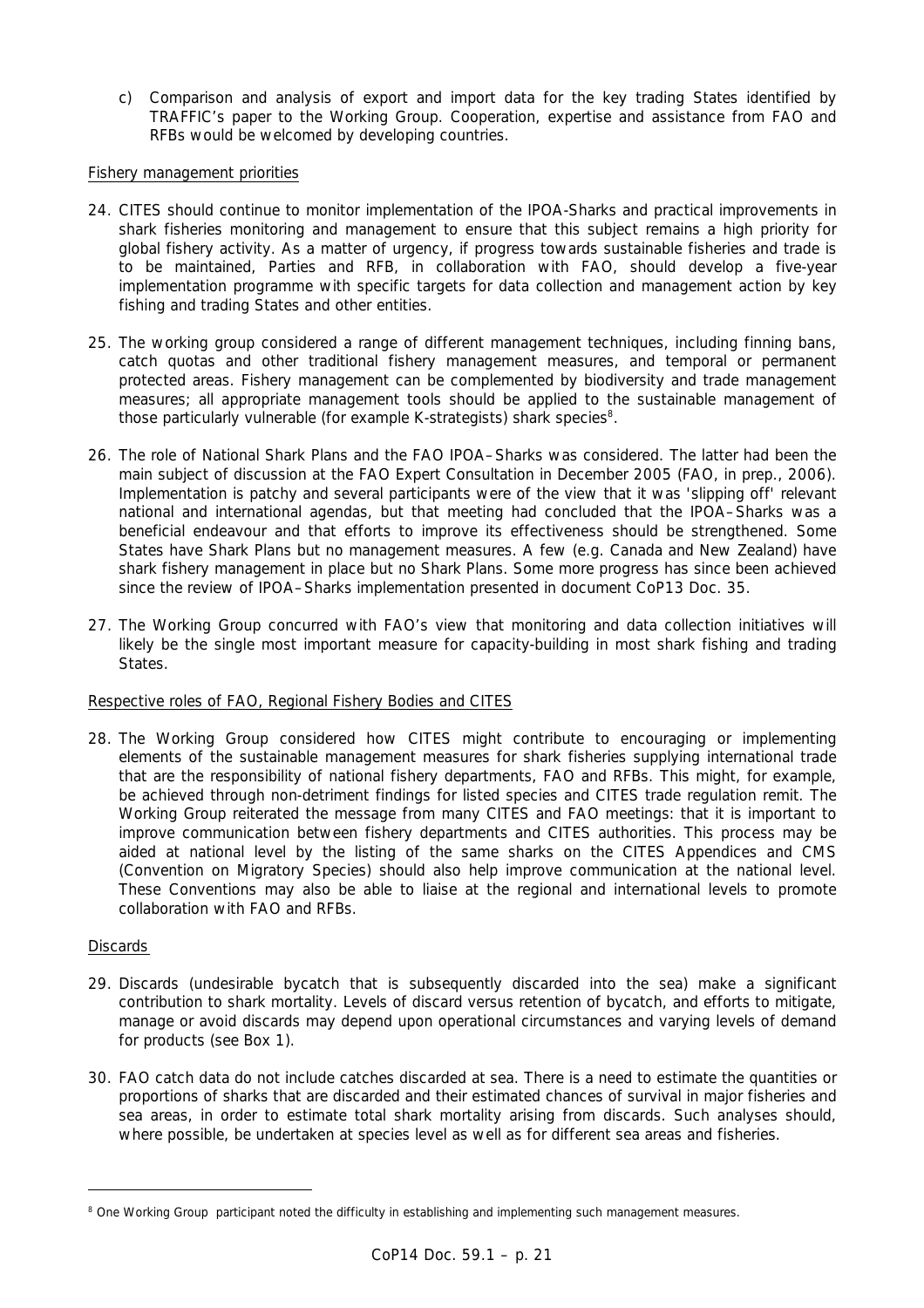c) Comparison and analysis of export and import data for the key trading States identified by TRAFFIC's paper to the Working Group. Cooperation, expertise and assistance from FAO and RFBs would be welcomed by developing countries.

Fishery management priorities

24. CITES should continue to monitor implementation of the IPOA-Sharks and practical improvements in shark fisheries monitoring and management to ensure that this subject remains a high priority for global fishery activity. As a matter of urgency, if progress towards sustainable fisheries and trade is to be maintained, Parties and RFB, in collaboration with FAO, should develop a five-year implementation programme with specific targets for data collection and management action by key fishing and trading States and other entities.

25. The working group considered a range of different management techniques, including finning bans, catch quotas and other traditional fishery management measures, and temporal or permanent protected areas. Fishery management can be complemented by biodiversity and trade management measures; all appropriate management tools should be applied to the sustainable management of those particularly vulnerable (for example K-strategists) shark species[8].

26. The role of National Shark Plans and the FAO IPOA–Sharks was considered. The latter had been the main subject of discussion at the FAO Expert Consultation in December 2005 (FAO, in prep., 2006). Implementation is patchy and several participants were of the view that it was 'slipping off' relevant national and international agendas, but that meeting had concluded that the IPOA–Sharks was a beneficial endeavour and that efforts to improve its effectiveness should be strengthened. Some States have Shark Plans but no management measures. A few (e.g. Canada and New Zealand) have shark fishery management in place but no Shark Plans. Some more progress has since been achieved since the review of IPOA–Sharks implementation presented in document CoP13 Doc. 35.

27. The Working Group concurred with FAO's view that monitoring and data collection initiatives will likely be the single most important measure for capacity-building in most shark fishing and trading States.

Respective roles of FAO, Regional Fishery Bodies and CITES

28. The Working Group considered how CITES might contribute to encouraging or implementing elements of the sustainable management measures for shark fisheries supplying international trade that are the responsibility of national fishery departments, FAO and RFBs. This might, for example, be achieved through non-detriment findings for listed species and CITES trade regulation remit. The Working Group reiterated the message from many CITES and FAO meetings: that it is important to improve communication between fishery departments and CITES authorities. This process may be aided at national level by the listing of the same sharks on the CITES Appendices and CMS (Convention on Migratory Species) should also help improve communication at the national level. These Conventions may also be able to liaise at the regional and international levels to promote collaboration with FAO and RFBs.

Discards

29. Discards (undesirable bycatch that is subsequently discarded into the sea) make a significant contribution to shark mortality. Levels of discard versus retention of bycatch, and efforts to mitigate, manage or avoid discards may depend upon operational circumstances and varying levels of demand for products (see Box 1).

30. FAO catch data do not include catches discarded at sea. There is a need to estimate the quantities or proportions of sharks that are discarded and their estimated chances of survival in major fisheries and sea areas, in order to estimate total shark mortality arising from discards. Such analyses should, where possible, be undertaken at species level as well as for different sea areas and fisheries.

---

[8] One Working Group participant noted the difficulty in establishing and implementing such management measures.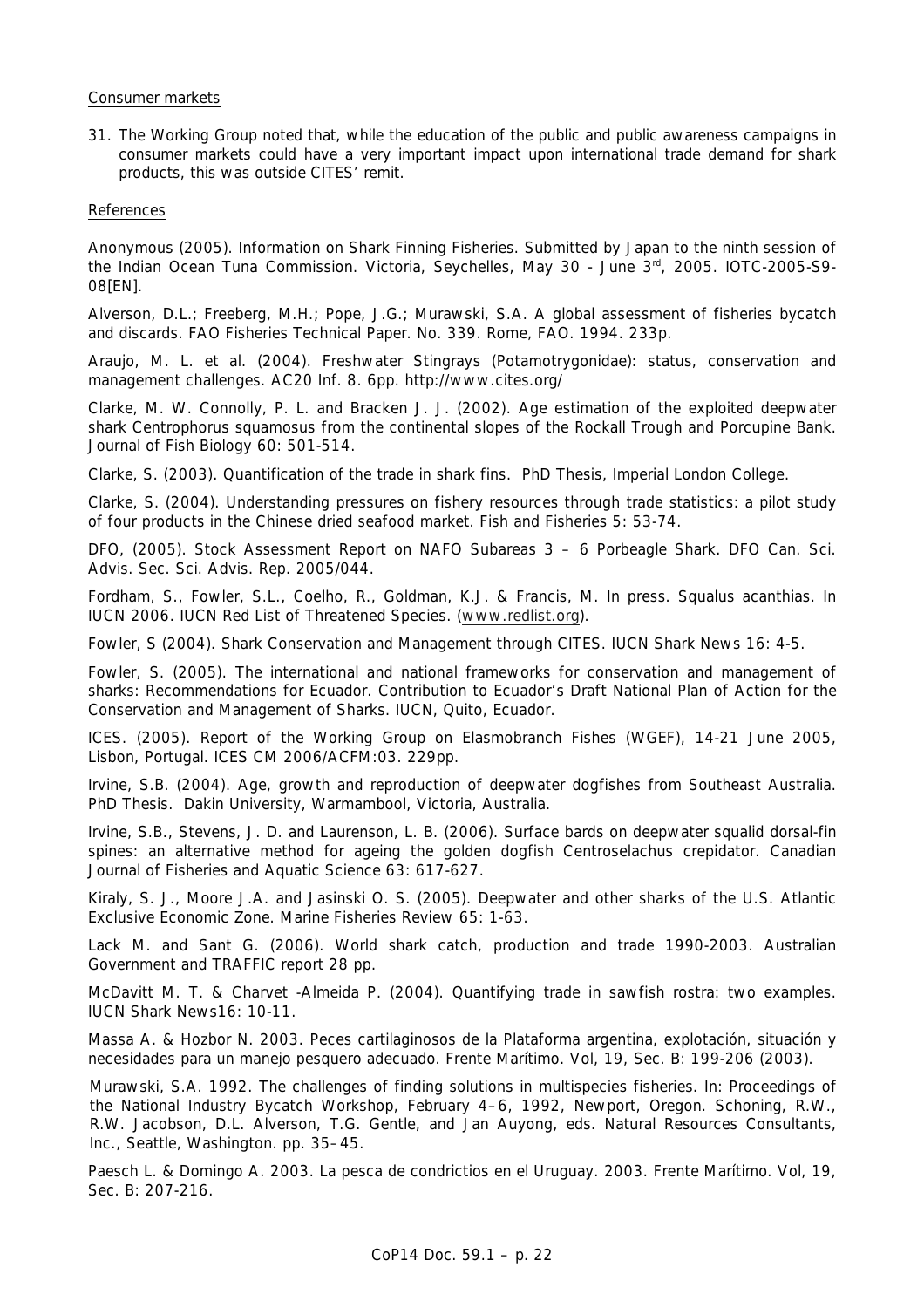Consumer markets

31. The Working Group noted that, while the education of the public and public awareness campaigns in consumer markets could have a very important impact upon international trade demand for shark products, this was outside CITES' remit.

References

Anonymous (2005). Information on Shark Finning Fisheries. Submitted by Japan to the ninth session of the Indian Ocean Tuna Commission. Victoria, Seychelles, May 30 - June 3rd, 2005. IOTC-2005-S9-08[EN].

Alverson, D.L.; Freeberg, M.H.; Pope, J.G.; Murawski, S.A. A global assessment of fisheries bycatch and discards. FAO Fisheries Technical Paper. No. 339. Rome, FAO. 1994. 233p.

Araujo, M. L. et al. (2004). Freshwater Stingrays (Potamotrygonidae): status, conservation and management challenges. AC20 Inf. 8. 6pp. http://www.cites.org/

Clarke, M. W. Connolly, P. L. and Bracken J. J. (2002). Age estimation of the exploited deepwater shark Centrophorus squamosus from the continental slopes of the Rockall Trough and Porcupine Bank. Journal of Fish Biology 60: 501-514.

Clarke, S. (2003). Quantification of the trade in shark fins. PhD Thesis, Imperial London College.

Clarke, S. (2004). Understanding pressures on fishery resources through trade statistics: a pilot study of four products in the Chinese dried seafood market. Fish and Fisheries 5: 53-74.

DFO, (2005). Stock Assessment Report on NAFO Subareas 3 – 6 Porbeagle Shark. DFO Can. Sci. Advis. Sec. Sci. Advis. Rep. 2005/044.

Fordham, S., Fowler, S.L., Coelho, R., Goldman, K.J. & Francis, M. In press. Squalus acanthias. In IUCN 2006. IUCN Red List of Threatened Species. (www.redlist.org).

Fowler, S (2004). Shark Conservation and Management through CITES. IUCN Shark News 16: 4-5.

Fowler, S. (2005). The international and national frameworks for conservation and management of sharks: Recommendations for Ecuador. Contribution to Ecuador's Draft National Plan of Action for the Conservation and Management of Sharks. IUCN, Quito, Ecuador.

ICES. (2005). Report of the Working Group on Elasmobranch Fishes (WGEF), 14-21 June 2005, Lisbon, Portugal. ICES CM 2006/ACFM:03. 229pp.

Irvine, S.B. (2004). Age, growth and reproduction of deepwater dogfishes from Southeast Australia. PhD Thesis. Dakin University, Warmambool, Victoria, Australia.

Irvine, S.B., Stevens, J. D. and Laurenson, L. B. (2006). Surface bards on deepwater squalid dorsal-fin spines: an alternative method for ageing the golden dogfish Centroselachus crepidator. Canadian Journal of Fisheries and Aquatic Science 63: 617-627.

Kiraly, S. J., Moore J.A. and Jasinski O. S. (2005). Deepwater and other sharks of the U.S. Atlantic Exclusive Economic Zone. Marine Fisheries Review 65: 1-63.

Lack M. and Sant G. (2006). World shark catch, production and trade 1990-2003. Australian Government and TRAFFIC report 28 pp.

McDavitt M. T. & Charvet -Almeida P. (2004). Quantifying trade in sawfish rostra: two examples. IUCN Shark News16: 10-11.

Massa A. & Hozbor N. 2003. Peces cartilaginosos de la Plataforma argentina, explotación, situación y necesidades para un manejo pesquero adecuado. Frente Marítimo. Vol, 19, Sec. B: 199-206 (2003).

Murawski, S.A. 1992. The challenges of finding solutions in multispecies fisheries. In: Proceedings of the National Industry Bycatch Workshop, February 4–6, 1992, Newport, Oregon. Schoning, R.W., R.W. Jacobson, D.L. Alverson, T.G. Gentle, and Jan Auyong, eds. Natural Resources Consultants, Inc., Seattle, Washington. pp. 35–45.

Paesch L. & Domingo A. 2003. La pesca de condrictios en el Uruguay. 2003. Frente Marítimo. Vol, 19, Sec. B: 207-216.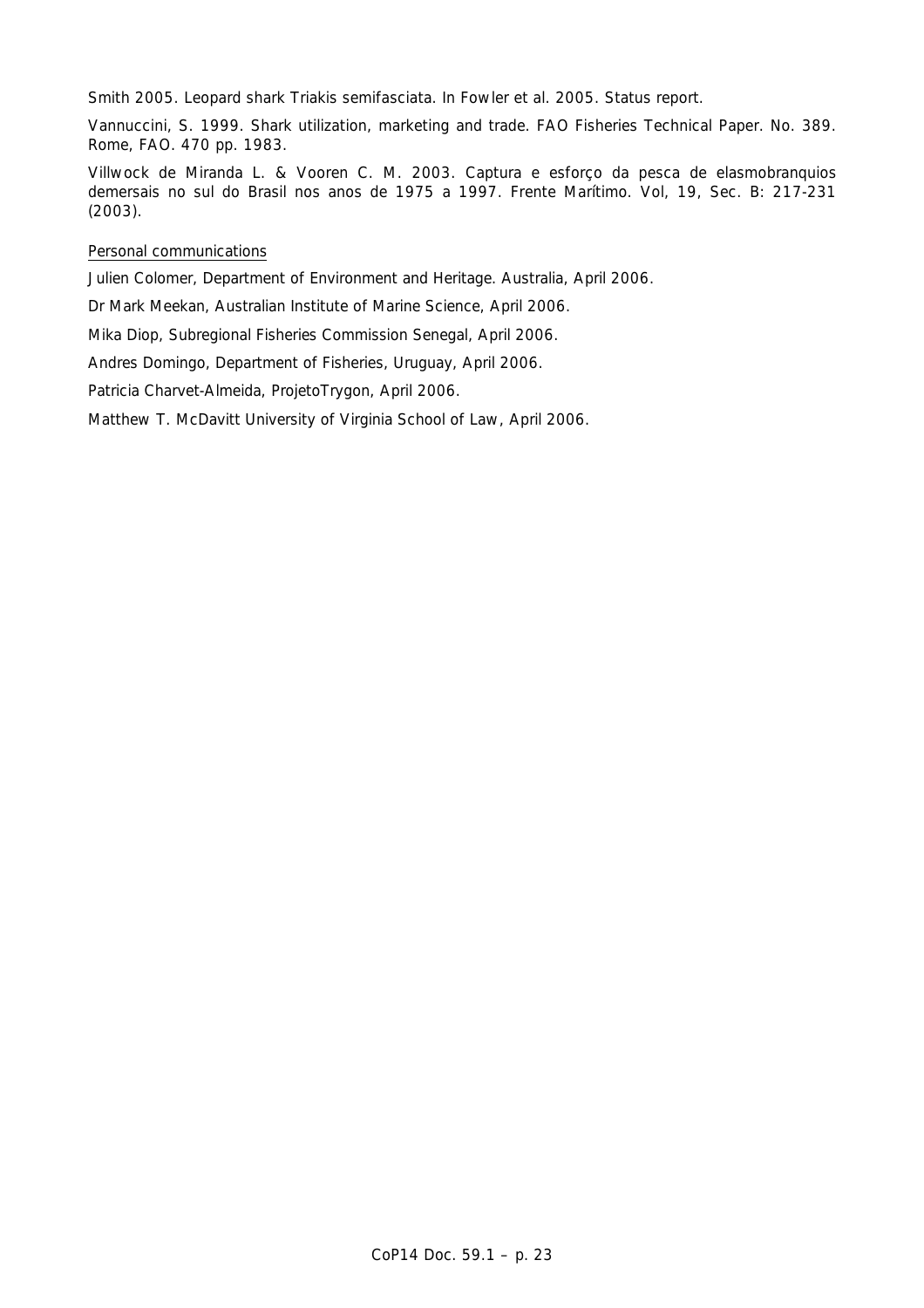Smith 2005. Leopard shark *Triakis semifasciata*. In Fowler et al. 2005. Status report.

Vannuccini, S. 1999. Shark utilization, marketing and trade. FAO Fisheries Technical Paper. No. 389. Rome, FAO. 470 pp. 1983.

Villwock de Miranda L. & Vooren C. M. 2003. Captura e esforço da pesca de elasmobranquios demersais no sul do Brasil nos anos de 1975 a 1997. Frente Marítimo. Vol, 19, Sec. B: 217-231 (2003).

<u>Personal communications</u>

Julien Colomer, Department of Environment and Heritage. Australia, April 2006.

Dr Mark Meekan, Australian Institute of Marine Science, April 2006.

Mika Diop, Subregional Fisheries Commission Senegal, April 2006.

Andres Domingo, Department of Fisheries, Uruguay, April 2006.

Patricia Charvet-Almeida, ProjetoTrygon, April 2006.

Matthew T. McDavitt University of Virginia School of Law, April 2006.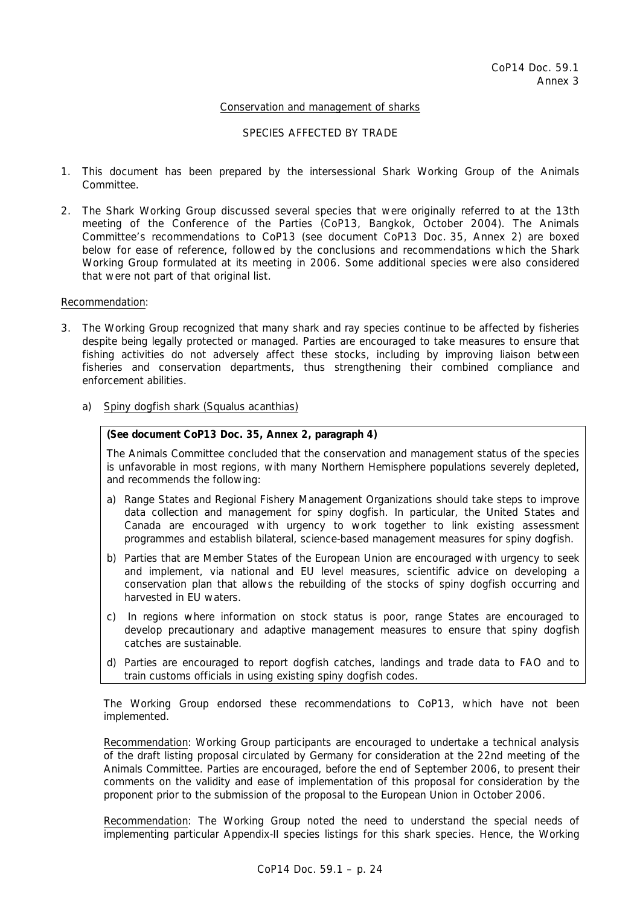CoP14 Doc. 59.1
Annex 3

Conservation and management of sharks

SPECIES AFFECTED BY TRADE

1. This document has been prepared by the intersessional Shark Working Group of the Animals Committee.

2. The Shark Working Group discussed several species that were originally referred to at the 13th meeting of the Conference of the Parties (CoP13, Bangkok, October 2004). The Animals Committee's recommendations to CoP13 (see document CoP13 Doc. 35, Annex 2) are boxed below for ease of reference, followed by the conclusions and recommendations which the Shark Working Group formulated at its meeting in 2006. Some additional species were also considered that were not part of that original list.

Recommendation:

3. The Working Group recognized that many shark and ray species continue to be affected by fisheries despite being legally protected or managed. Parties are encouraged to take measures to ensure that fishing activities do not adversely affect these stocks, including by improving liaison between fisheries and conservation departments, thus strengthening their combined compliance and enforcement abilities.

   a) Spiny dogfish shark (*Squalus acanthias*)

   > **(See document CoP13 Doc. 35, Annex 2, paragraph 4)**
   >
   > The Animals Committee concluded that the conservation and management status of the species is unfavorable in most regions, with many Northern Hemisphere populations severely depleted, and recommends the following:
   >
   > a) Range States and Regional Fishery Management Organizations should take steps to improve data collection and management for spiny dogfish. In particular, the United States and Canada are encouraged with urgency to work together to link existing assessment programmes and establish bilateral, science-based management measures for spiny dogfish.
   >
   > b) Parties that are Member States of the European Union are encouraged with urgency to seek and implement, via national and EU level measures, scientific advice on developing a conservation plan that allows the rebuilding of the stocks of spiny dogfish occurring and harvested in EU waters.
   >
   > c) In regions where information on stock status is poor, range States are encouraged to develop precautionary and adaptive management measures to ensure that spiny dogfish catches are sustainable.
   >
   > d) Parties are encouraged to report dogfish catches, landings and trade data to FAO and to train customs officials in using existing spiny dogfish codes.

   The Working Group endorsed these recommendations to CoP13, which have not been implemented.

   Recommendation: Working Group participants are encouraged to undertake a technical analysis of the draft listing proposal circulated by Germany for consideration at the 22nd meeting of the Animals Committee. Parties are encouraged, before the end of September 2006, to present their comments on the validity and ease of implementation of this proposal for consideration by the proponent prior to the submission of the proposal to the European Union in October 2006.

   Recommendation: The Working Group noted the need to understand the special needs of implementing particular Appendix-II species listings for this shark species. Hence, the Working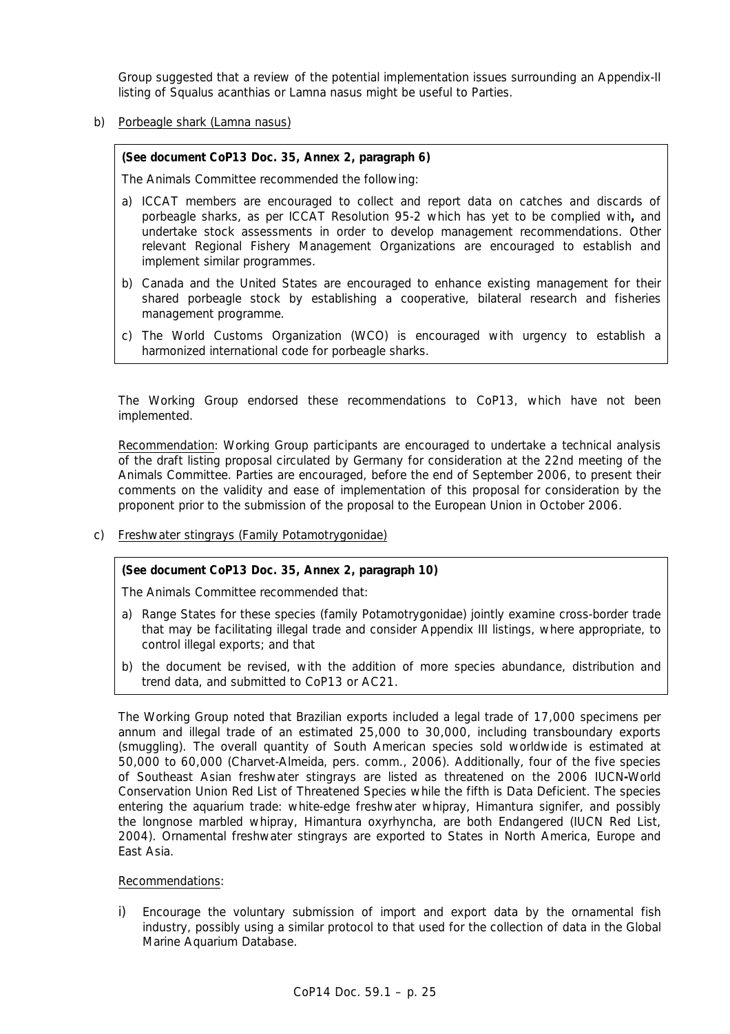Group suggested that a review of the potential implementation issues surrounding an Appendix-II listing of Squalus acanthias or Lamna nasus might be useful to Parties.

b) Porbeagle shark (Lamna nasus)

> **(See document CoP13 Doc. 35, Annex 2, paragraph 6)**
>
> The Animals Committee recommended the following:
>
> a) ICCAT members are encouraged to collect and report data on catches and discards of porbeagle sharks, as per ICCAT Resolution 95-2 which has yet to be complied with**,** and undertake stock assessments in order to develop management recommendations. Other relevant Regional Fishery Management Organizations are encouraged to establish and implement similar programmes.
>
> b) Canada and the United States are encouraged to enhance existing management for their shared porbeagle stock by establishing a cooperative, bilateral research and fisheries management programme.
>
> c) The World Customs Organization (WCO) is encouraged with urgency to establish a harmonized international code for porbeagle sharks.

The Working Group endorsed these recommendations to CoP13, which have not been implemented.

Recommendation: Working Group participants are encouraged to undertake a technical analysis of the draft listing proposal circulated by Germany for consideration at the 22nd meeting of the Animals Committee. Parties are encouraged, before the end of September 2006, to present their comments on the validity and ease of implementation of this proposal for consideration by the proponent prior to the submission of the proposal to the European Union in October 2006.

c) Freshwater stingrays (Family Potamotrygonidae)

> **(See document CoP13 Doc. 35, Annex 2, paragraph 10)**
>
> The Animals Committee recommended that:
>
> a) Range States for these species (family Potamotrygonidae) jointly examine cross-border trade that may be facilitating illegal trade and consider Appendix III listings, where appropriate, to control illegal exports; and that
>
> b) the document be revised, with the addition of more species abundance, distribution and trend data, and submitted to CoP13 or AC21.

The Working Group noted that Brazilian exports included a legal trade of 17,000 specimens per annum and illegal trade of an estimated 25,000 to 30,000, including transboundary exports (smuggling). The overall quantity of South American species sold worldwide is estimated at 50,000 to 60,000 (Charvet-Almeida, pers. comm., 2006). Additionally, four of the five species of Southeast Asian freshwater stingrays are listed as threatened on the 2006 IUCN**-**World Conservation Union Red List of Threatened Species while the fifth is Data Deficient. The species entering the aquarium trade: white-edge freshwater whipray, Himantura signifer, and possibly the longnose marbled whipray, Himantura oxyrhyncha, are both Endangered (IUCN Red List, 2004). Ornamental freshwater stingrays are exported to States in North America, Europe and East Asia.

Recommendations:

i) Encourage the voluntary submission of import and export data by the ornamental fish industry, possibly using a similar protocol to that used for the collection of data in the Global Marine Aquarium Database.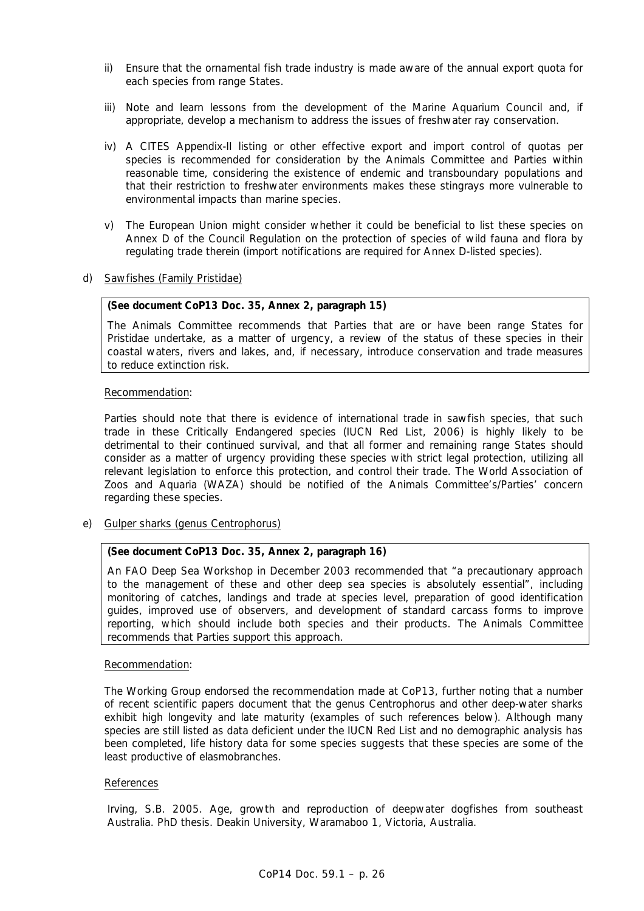ii) Ensure that the ornamental fish trade industry is made aware of the annual export quota for each species from range States.

iii) Note and learn lessons from the development of the Marine Aquarium Council and, if appropriate, develop a mechanism to address the issues of freshwater ray conservation.

iv) A CITES Appendix-II listing or other effective export and import control of quotas per species is recommended for consideration by the Animals Committee and Parties within reasonable time, considering the existence of endemic and transboundary populations and that their restriction to freshwater environments makes these stingrays more vulnerable to environmental impacts than marine species.

v) The European Union might consider whether it could be beneficial to list these species on Annex D of the Council Regulation on the protection of species of wild fauna and flora by regulating trade therein (import notifications are required for Annex D-listed species).

d) Sawfishes (Family Pristidae)

**(See document CoP13 Doc. 35, Annex 2, paragraph 15)**

The Animals Committee recommends that Parties that are or have been range States for Pristidae undertake, as a matter of urgency, a review of the status of these species in their coastal waters, rivers and lakes, and, if necessary, introduce conservation and trade measures to reduce extinction risk.

Recommendation:

Parties should note that there is evidence of international trade in sawfish species, that such trade in these Critically Endangered species (IUCN Red List, 2006) is highly likely to be detrimental to their continued survival, and that all former and remaining range States should consider as a matter of urgency providing these species with strict legal protection, utilizing all relevant legislation to enforce this protection, and control their trade. The World Association of Zoos and Aquaria (WAZA) should be notified of the Animals Committee's/Parties' concern regarding these species.

e) Gulper sharks (genus Centrophorus)

**(See document CoP13 Doc. 35, Annex 2, paragraph 16)**

An FAO Deep Sea Workshop in December 2003 recommended that "a precautionary approach to the management of these and other deep sea species is absolutely essential", including monitoring of catches, landings and trade at species level, preparation of good identification guides, improved use of observers, and development of standard carcass forms to improve reporting, which should include both species and their products. The Animals Committee recommends that Parties support this approach.

Recommendation:

The Working Group endorsed the recommendation made at CoP13, further noting that a number of recent scientific papers document that the genus Centrophorus and other deep-water sharks exhibit high longevity and late maturity (examples of such references below). Although many species are still listed as data deficient under the IUCN Red List and no demographic analysis has been completed, life history data for some species suggests that these species are some of the least productive of elasmobranches.

References

Irving, S.B. 2005. Age, growth and reproduction of deepwater dogfishes from southeast Australia. PhD thesis. Deakin University, Waramaboo 1, Victoria, Australia.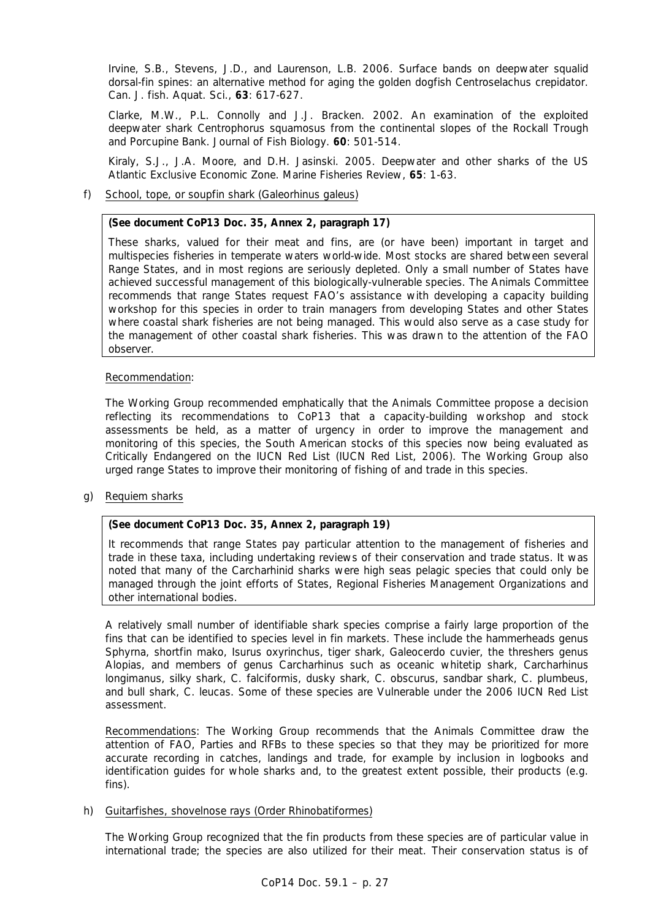Irvine, S.B., Stevens, J.D., and Laurenson, L.B. 2006. Surface bands on deepwater squalid dorsal-fin spines: an alternative method for aging the golden dogfish Centroselachus crepidator. Can. J. fish. Aquat. Sci., **63**: 617-627.

Clarke, M.W., P.L. Connolly and J.J. Bracken. 2002. An examination of the exploited deepwater shark Centrophorus squamosus from the continental slopes of the Rockall Trough and Porcupine Bank. Journal of Fish Biology. **60**: 501-514.

Kiraly, S.J., J.A. Moore, and D.H. Jasinski. 2005. Deepwater and other sharks of the US Atlantic Exclusive Economic Zone. Marine Fisheries Review, **65**: 1-63.

f) School, tope, or soupfin shark (Galeorhinus galeus)

> **(See document CoP13 Doc. 35, Annex 2, paragraph 17)**
>
> These sharks, valued for their meat and fins, are (or have been) important in target and multispecies fisheries in temperate waters world-wide. Most stocks are shared between several Range States, and in most regions are seriously depleted. Only a small number of States have achieved successful management of this biologically-vulnerable species. The Animals Committee recommends that range States request FAO's assistance with developing a capacity building workshop for this species in order to train managers from developing States and other States where coastal shark fisheries are not being managed. This would also serve as a case study for the management of other coastal shark fisheries. This was drawn to the attention of the FAO observer.

Recommendation:

The Working Group recommended emphatically that the Animals Committee propose a decision reflecting its recommendations to CoP13 that a capacity-building workshop and stock assessments be held, as a matter of urgency in order to improve the management and monitoring of this species, the South American stocks of this species now being evaluated as Critically Endangered on the IUCN Red List (IUCN Red List, 2006). The Working Group also urged range States to improve their monitoring of fishing of and trade in this species.

g) Requiem sharks

> **(See document CoP13 Doc. 35, Annex 2, paragraph 19)**
>
> It recommends that range States pay particular attention to the management of fisheries and trade in these taxa, including undertaking reviews of their conservation and trade status. It was noted that many of the Carcharhinid sharks were high seas pelagic species that could only be managed through the joint efforts of States, Regional Fisheries Management Organizations and other international bodies.

A relatively small number of identifiable shark species comprise a fairly large proportion of the fins that can be identified to species level in fin markets. These include the hammerheads genus Sphyrna, shortfin mako, Isurus oxyrinchus, tiger shark, Galeocerdo cuvier, the threshers genus Alopias, and members of genus Carcharhinus such as oceanic whitetip shark, Carcharhinus longimanus, silky shark, C. falciformis, dusky shark, C. obscurus, sandbar shark, C. plumbeus, and bull shark, C. leucas. Some of these species are Vulnerable under the 2006 IUCN Red List assessment.

Recommendations: The Working Group recommends that the Animals Committee draw the attention of FAO, Parties and RFBs to these species so that they may be prioritized for more accurate recording in catches, landings and trade, for example by inclusion in logbooks and identification guides for whole sharks and, to the greatest extent possible, their products (e.g. fins).

h) Guitarfishes, shovelnose rays (Order Rhinobatiformes)

The Working Group recognized that the fin products from these species are of particular value in international trade; the species are also utilized for their meat. Their conservation status is of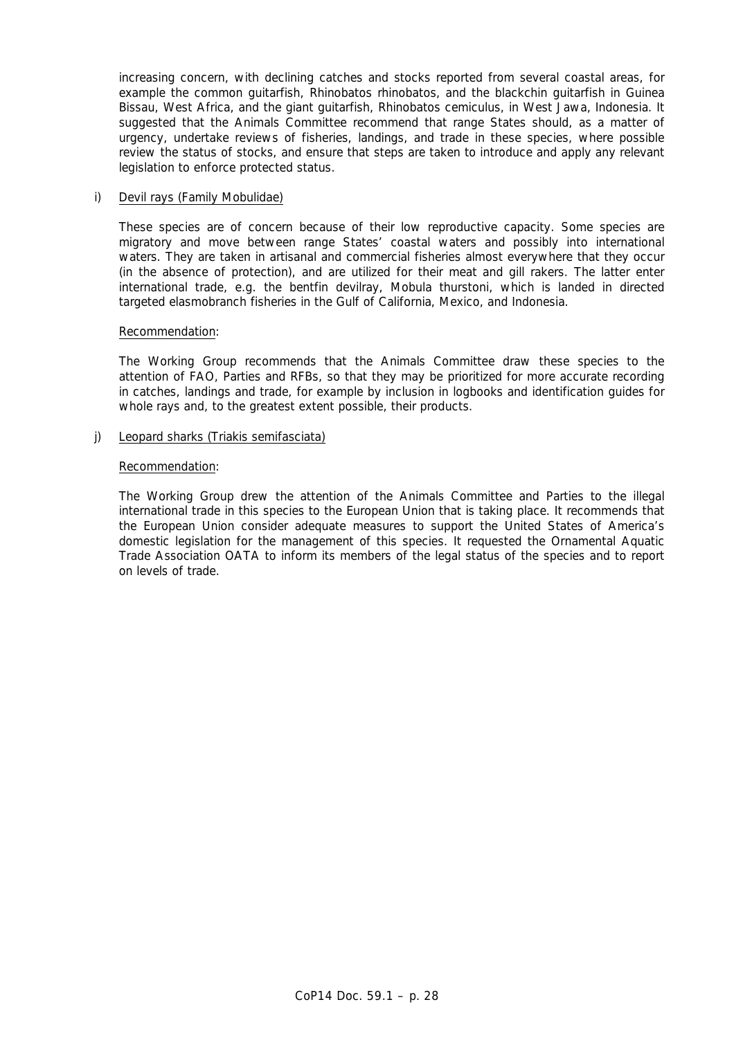increasing concern, with declining catches and stocks reported from several coastal areas, for example the common guitarfish, *Rhinobatos rhinobatos*, and the blackchin guitarfish in Guinea Bissau, West Africa, and the giant guitarfish, *Rhinobatos cemiculus*, in West Jawa, Indonesia. It suggested that the Animals Committee recommend that range States should, as a matter of urgency, undertake reviews of fisheries, landings, and trade in these species, where possible review the status of stocks, and ensure that steps are taken to introduce and apply any relevant legislation to enforce protected status.

i) Devil rays (Family Mobulidae)

These species are of concern because of their low reproductive capacity. Some species are migratory and move between range States' coastal waters and possibly into international waters. They are taken in artisanal and commercial fisheries almost everywhere that they occur (in the absence of protection), and are utilized for their meat and gill rakers. The latter enter international trade, e.g. the bentfin devilray, *Mobula thurstoni*, which is landed in directed targeted elasmobranch fisheries in the Gulf of California, Mexico, and Indonesia.

Recommendation:

The Working Group recommends that the Animals Committee draw these species to the attention of FAO, Parties and RFBs, so that they may be prioritized for more accurate recording in catches, landings and trade, for example by inclusion in logbooks and identification guides for whole rays and, to the greatest extent possible, their products.

j) Leopard sharks (*Triakis semifasciata*)

Recommendation:

The Working Group drew the attention of the Animals Committee and Parties to the illegal international trade in this species to the European Union that is taking place. It recommends that the European Union consider adequate measures to support the United States of America's domestic legislation for the management of this species. It requested the Ornamental Aquatic Trade Association OATA to inform its members of the legal status of the species and to report on levels of trade.